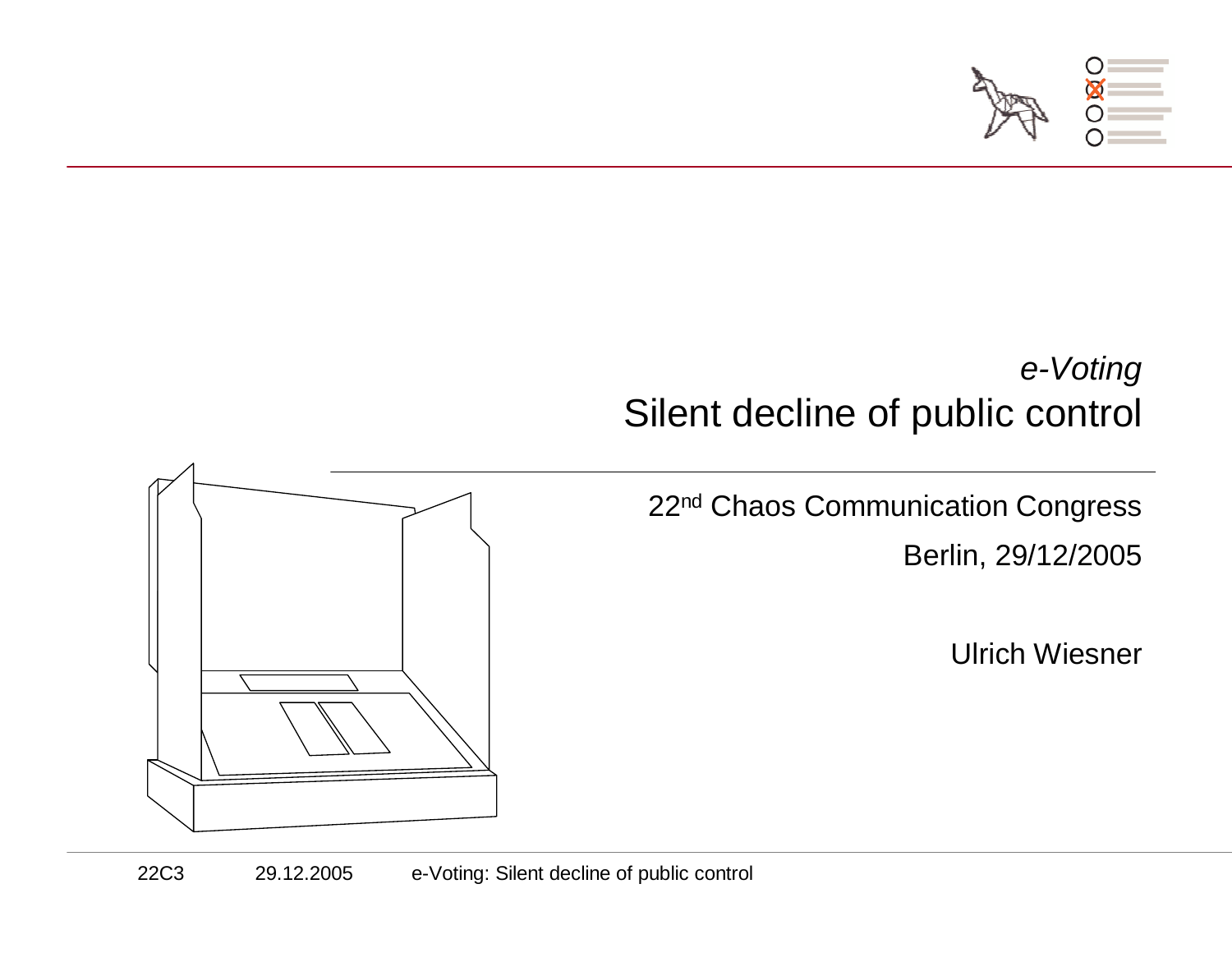*e-Voting*

# Silent decline of public control

22nd Chaos Communication Congress

Berlin, 29/12/2005

Ulrich Wiesner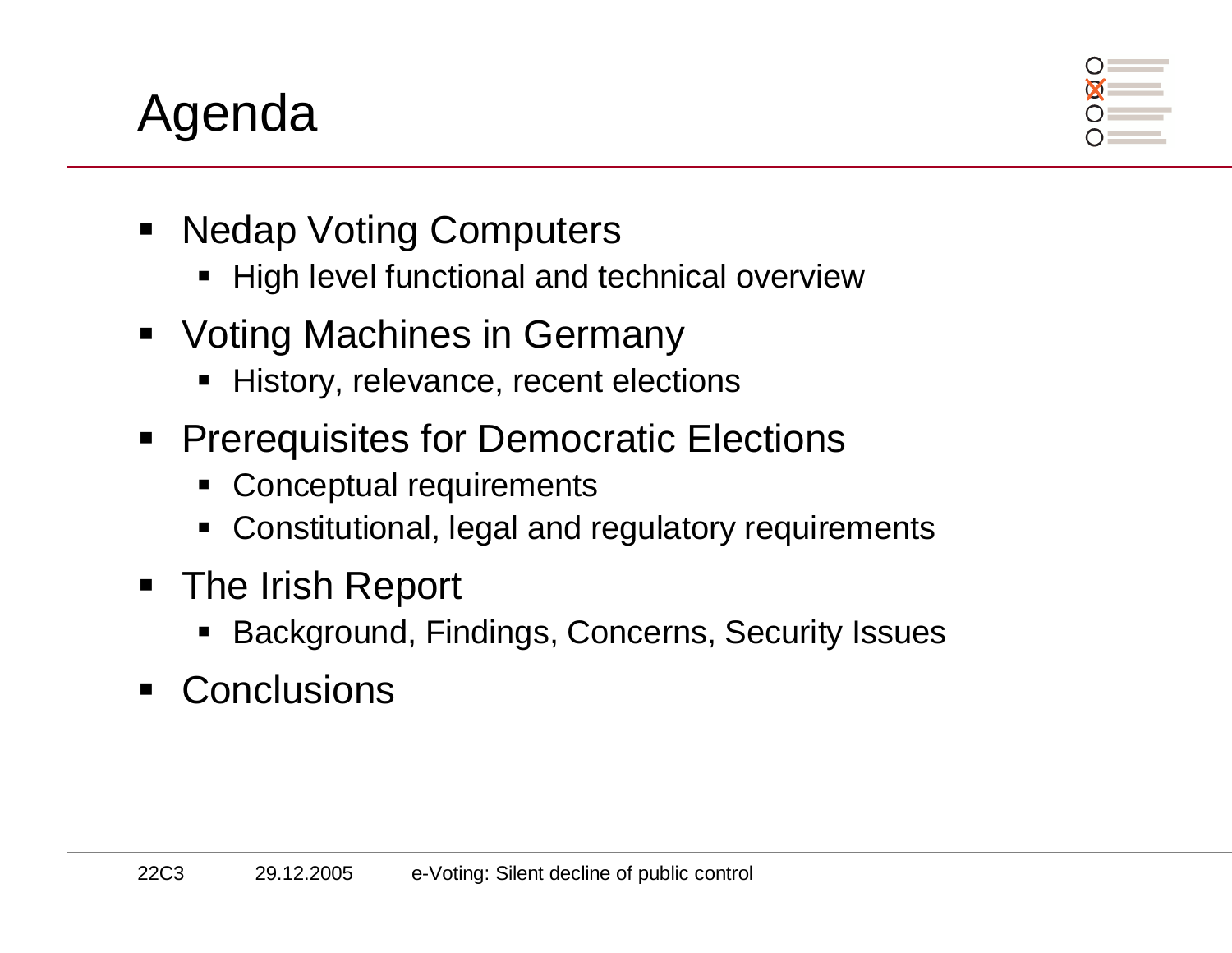# Agenda

- Nedap Voting Computers
  - High level functional and technical overview
- Voting Machines in Germany
  - History, relevance, recent elections
- Prerequisites for Democratic Elections
  - Conceptual requirements
  - Constitutional, legal and regulatory requirements
- The Irish Report
  - Background, Findings, Concerns, Security Issues
- Conclusions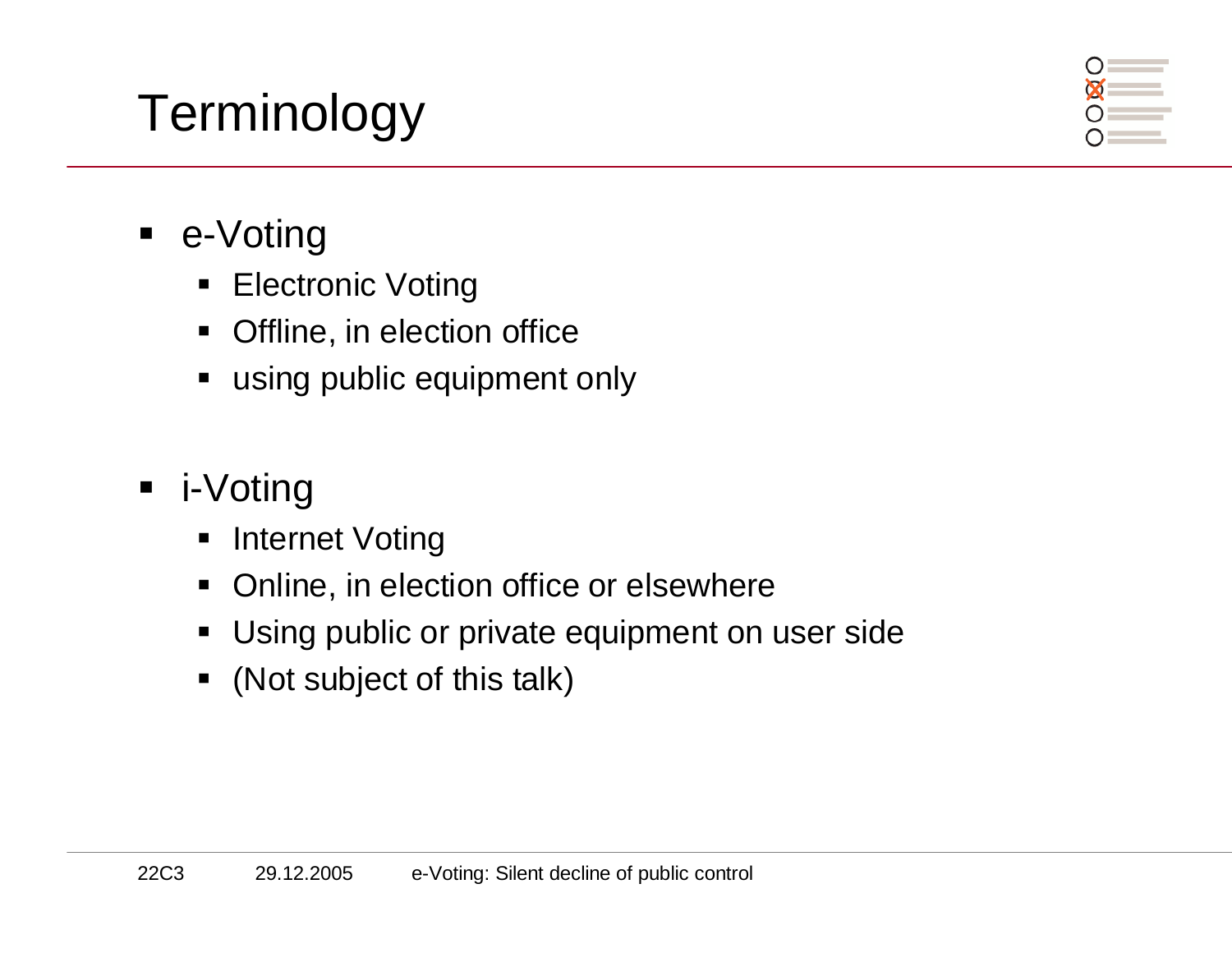# Terminology

- e-Voting
  - Electronic Voting
  - Offline, in election office
  - using public equipment only
- i-Voting
  - Internet Voting
  - Online, in election office or elsewhere
  - Using public or private equipment on user side
  - (Not subject of this talk)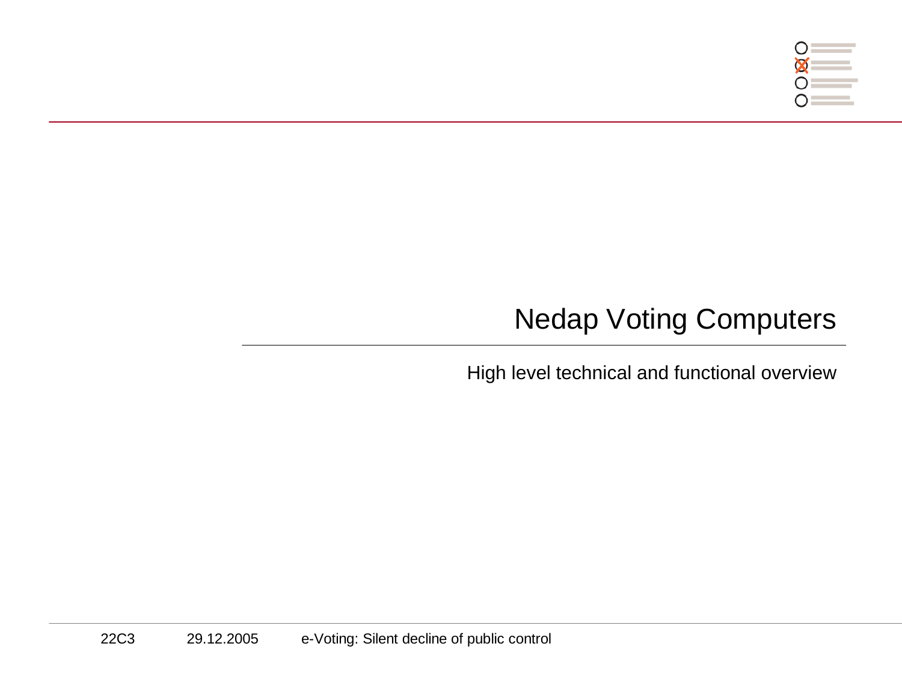# Nedap Voting Computers

High level technical and functional overview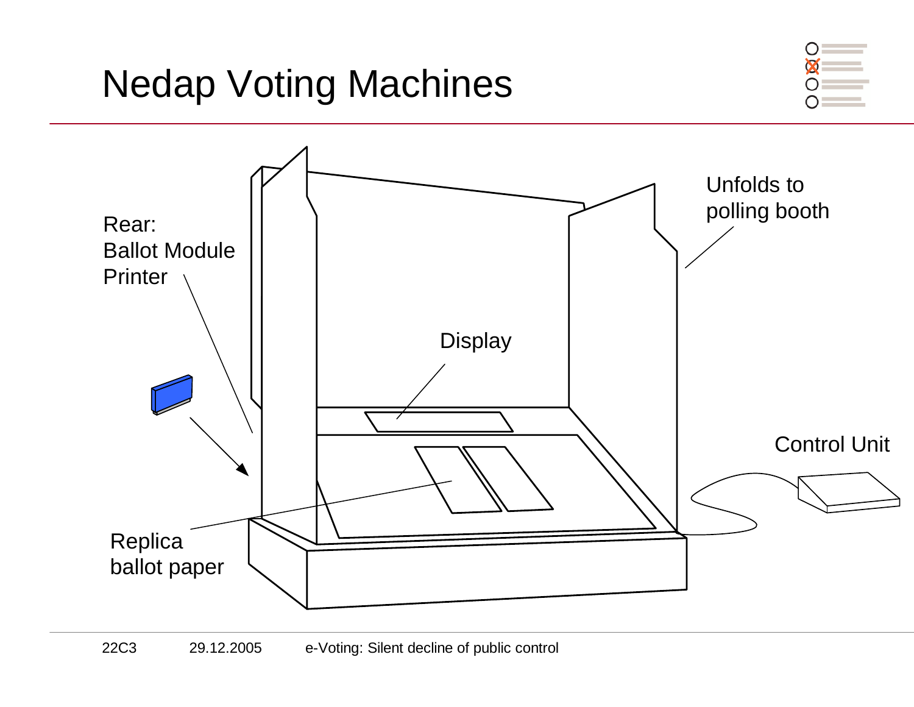# Nedap Voting Machines

Rear:
Ballot Module
Printer

Unfolds to
polling booth

Display

Control Unit

Replica
ballot paper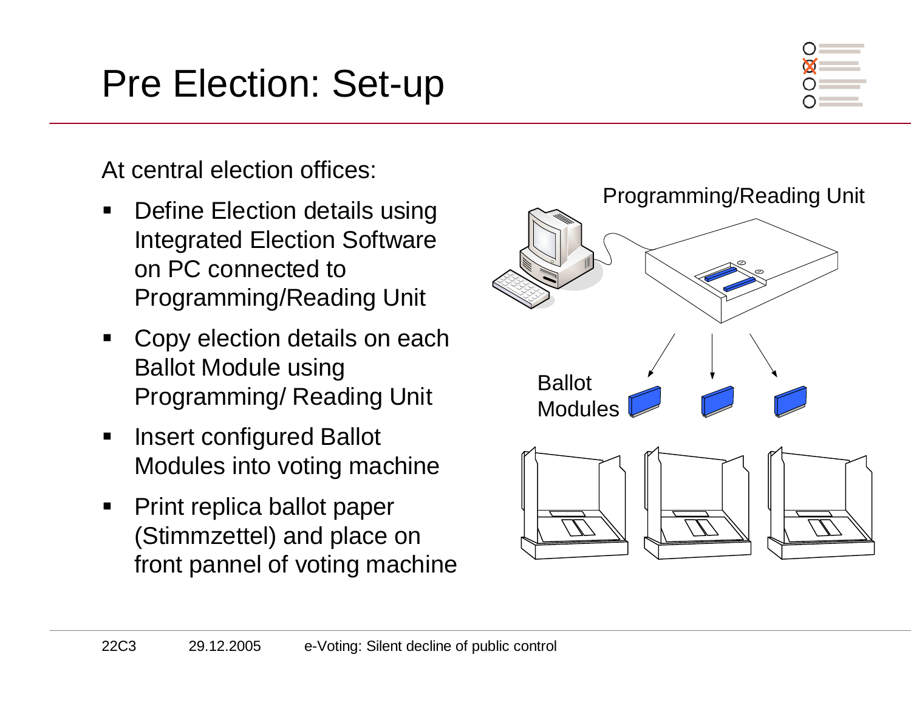# Pre Election: Set-up

At central election offices:

- Define Election details using Integrated Election Software on PC connected to Programming/Reading Unit
- Copy election details on each Ballot Module using Programming/ Reading Unit
- Insert configured Ballot Modules into voting machine
- Print replica ballot paper (Stimmzettel) and place on front pannel of voting machine

Programming/Reading Unit

Ballot Modules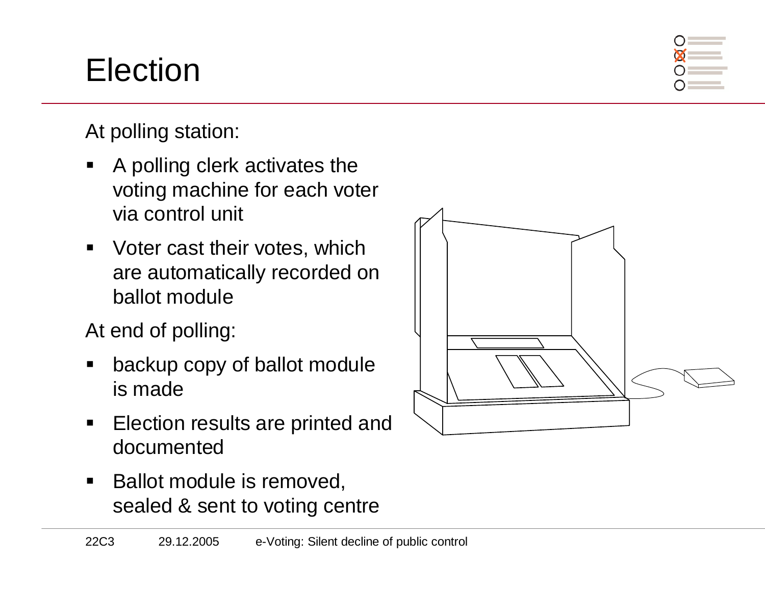# Election

At polling station:

- A polling clerk activates the voting machine for each voter via control unit
- Voter cast their votes, which are automatically recorded on ballot module

At end of polling:

- backup copy of ballot module is made
- Election results are printed and documented
- Ballot module is removed, sealed & sent to voting centre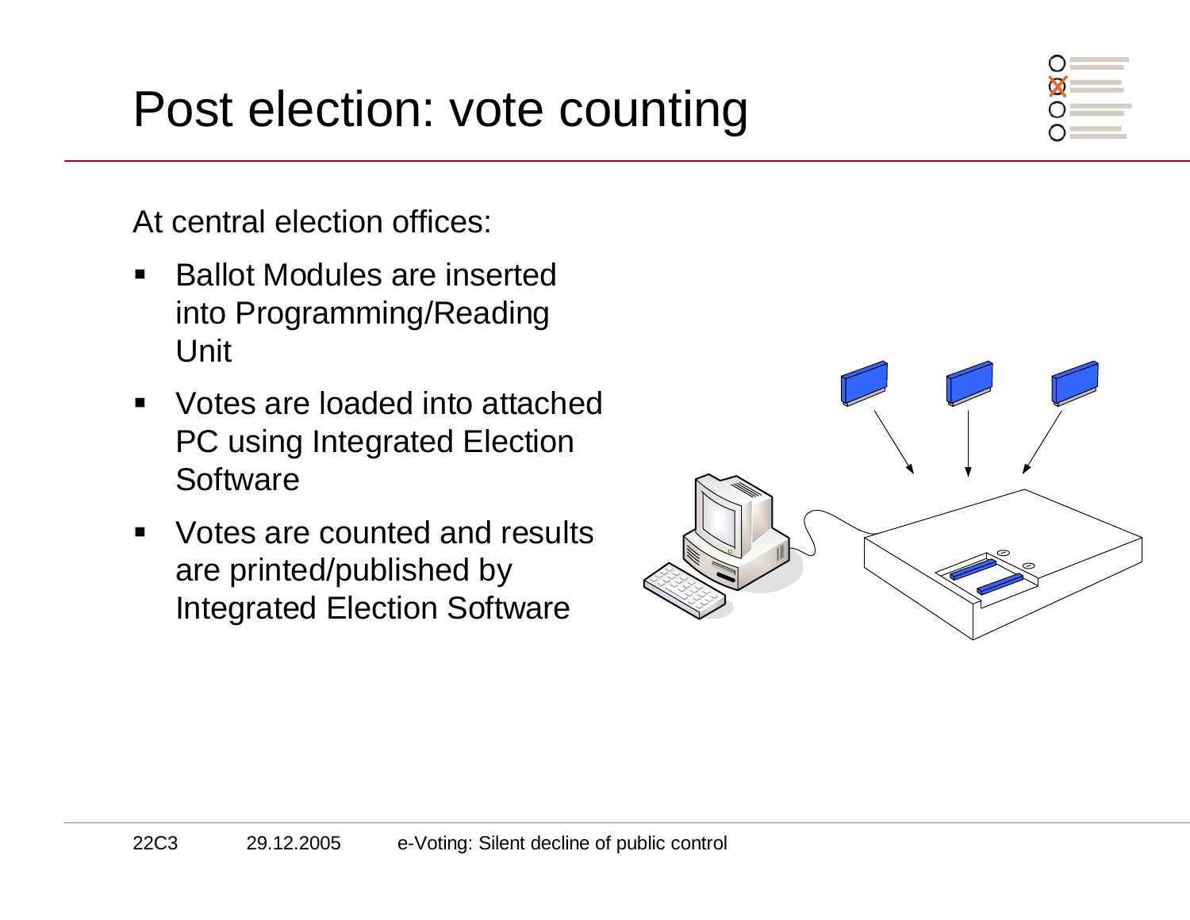# Post election: vote counting

At central election offices:

- Ballot Modules are inserted into Programming/Reading Unit
- Votes are loaded into attached PC using Integrated Election Software
- Votes are counted and results are printed/published by Integrated Election Software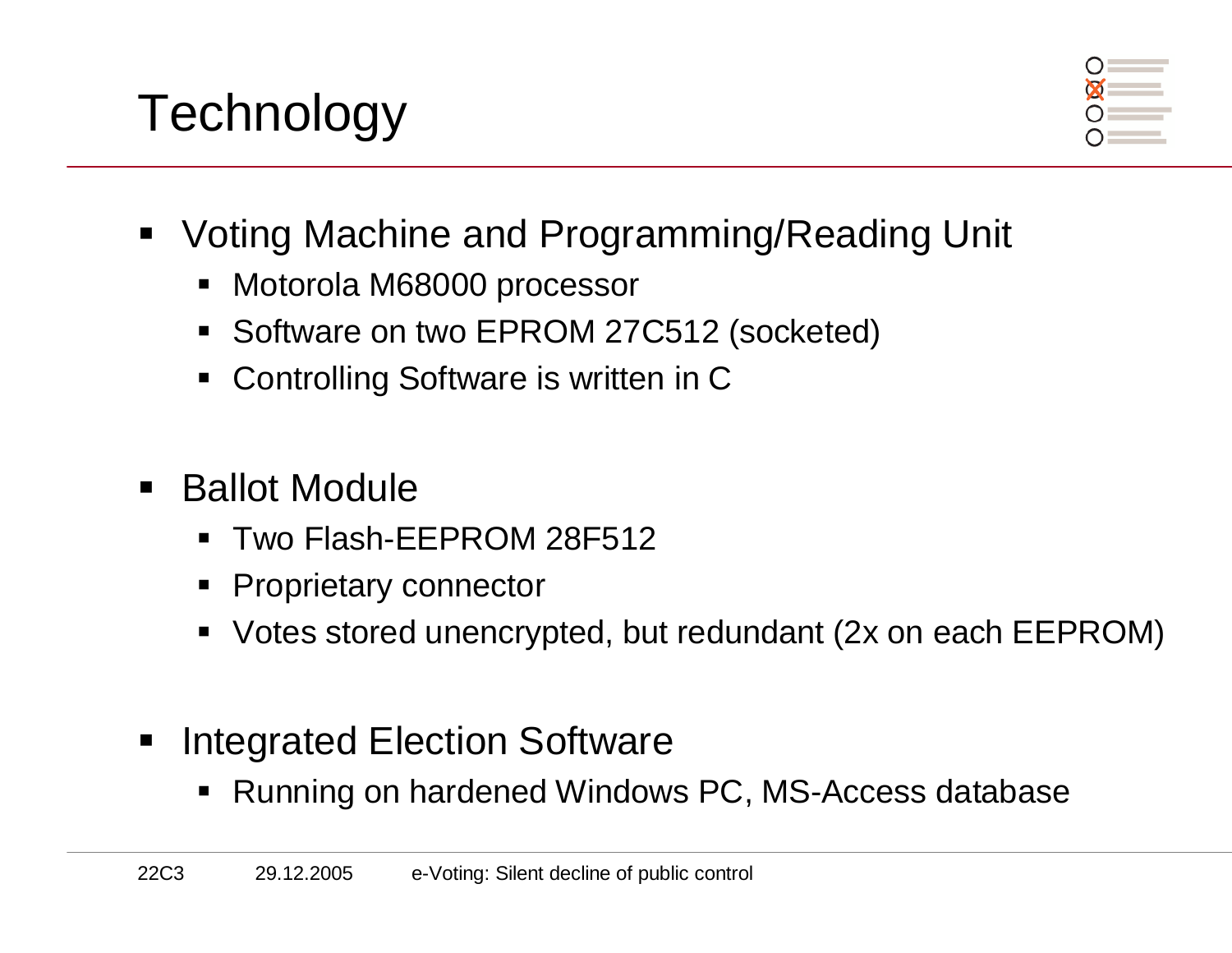# Technology

- Voting Machine and Programming/Reading Unit
  - Motorola M68000 processor
  - Software on two EPROM 27C512 (socketed)
  - Controlling Software is written in C

- Ballot Module
  - Two Flash-EEPROM 28F512
  - Proprietary connector
  - Votes stored unencrypted, but redundant (2x on each EEPROM)

- Integrated Election Software
  - Running on hardened Windows PC, MS-Access database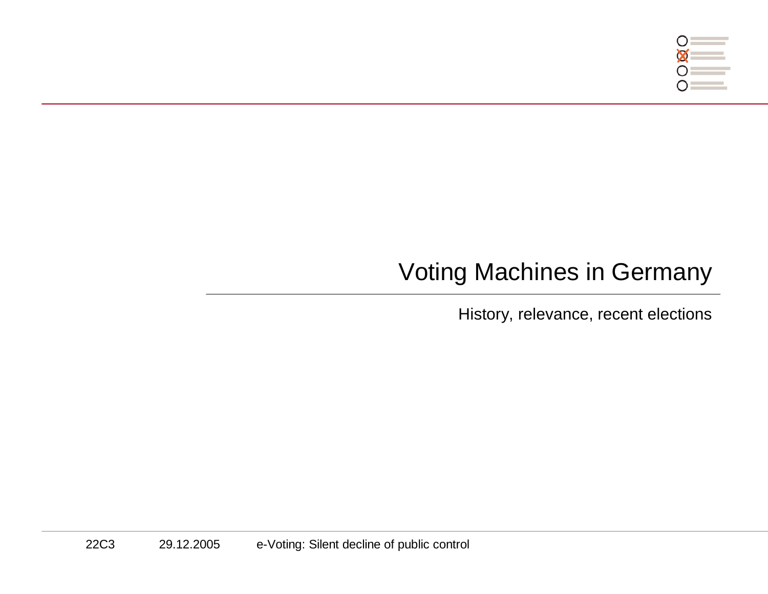# Voting Machines in Germany

History, relevance, recent elections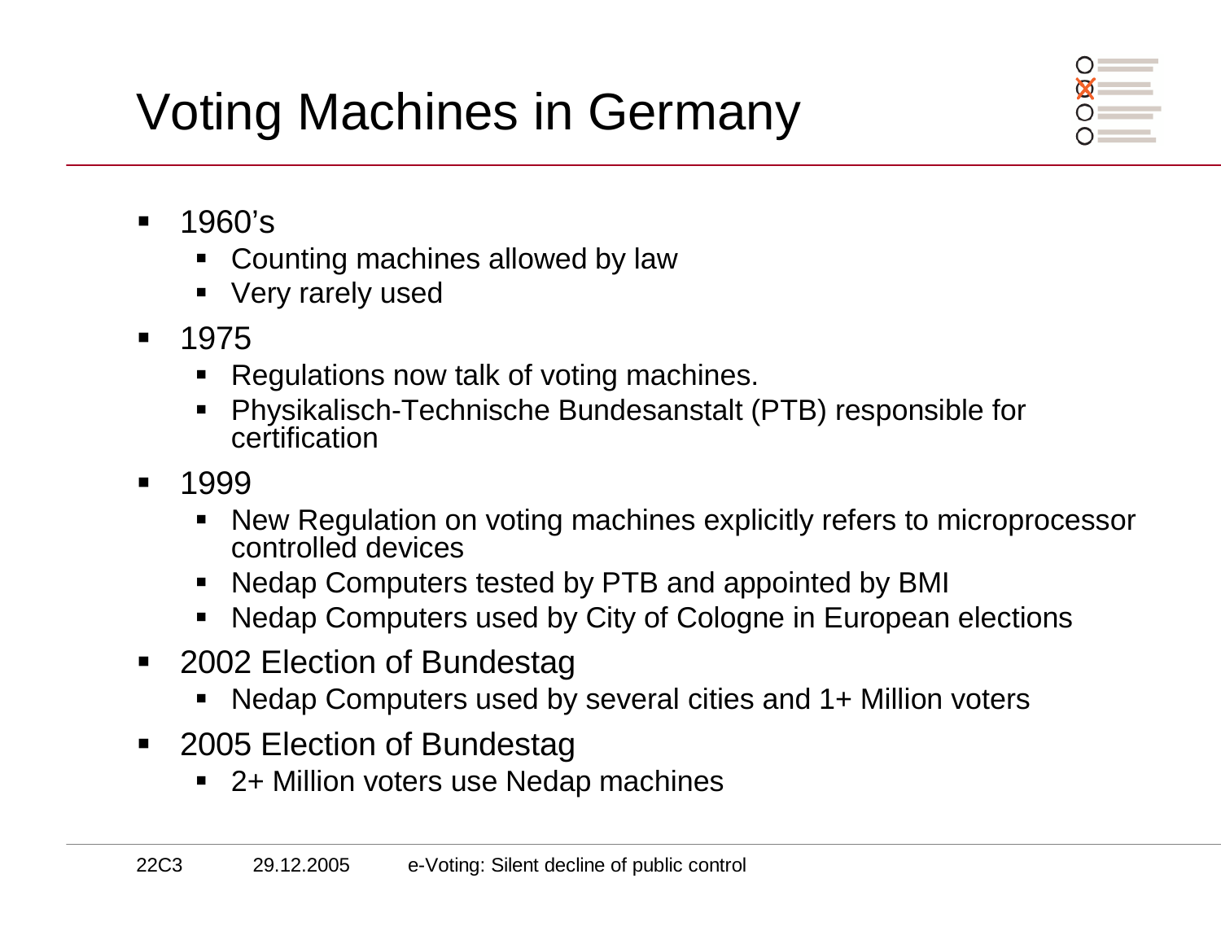# Voting Machines in Germany

- 1960’s
  - Counting machines allowed by law
  - Very rarely used
- 1975
  - Regulations now talk of voting machines.
  - Physikalisch-Technische Bundesanstalt (PTB) responsible for certification
- 1999
  - New Regulation on voting machines explicitly refers to microprocessor controlled devices
  - Nedap Computers tested by PTB and appointed by BMI
  - Nedap Computers used by City of Cologne in European elections
- 2002 Election of Bundestag
  - Nedap Computers used by several cities and 1+ Million voters
- 2005 Election of Bundestag
  - 2+ Million voters use Nedap machines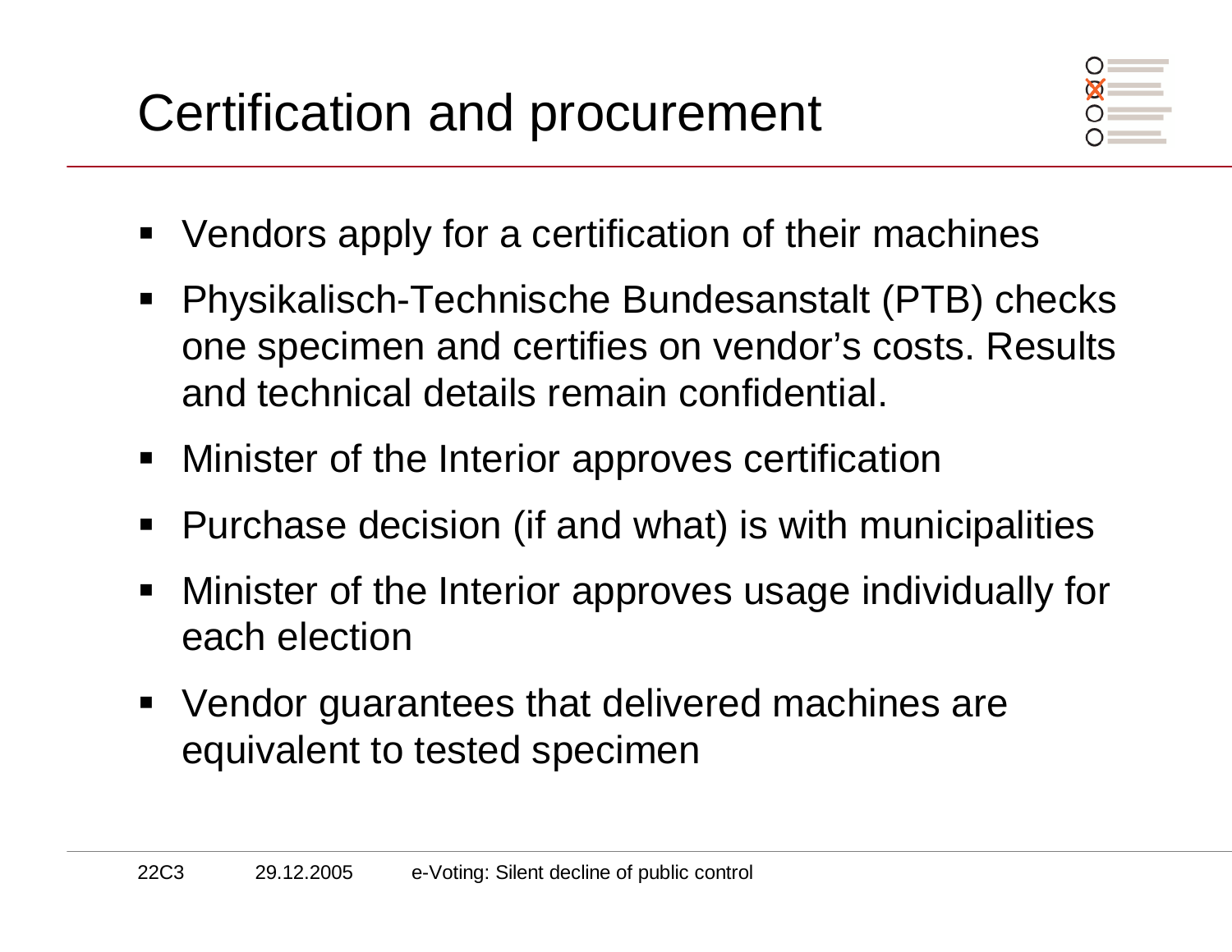# Certification and procurement

- Vendors apply for a certification of their machines
- Physikalisch-Technische Bundesanstalt (PTB) checks one specimen and certifies on vendor’s costs. Results and technical details remain confidential.
- Minister of the Interior approves certification
- Purchase decision (if and what) is with municipalities
- Minister of the Interior approves usage individually for each election
- Vendor guarantees that delivered machines are equivalent to tested specimen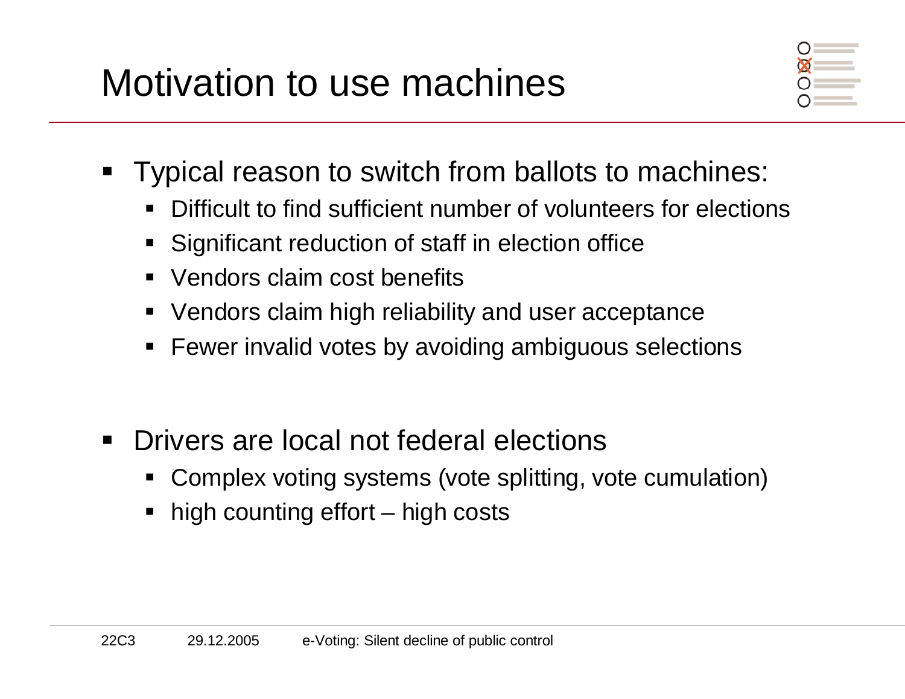# Motivation to use machines

- Typical reason to switch from ballots to machines:
  - Difficult to find sufficient number of volunteers for elections
  - Significant reduction of staff in election office
  - Vendors claim cost benefits
  - Vendors claim high reliability and user acceptance
  - Fewer invalid votes by avoiding ambiguous selections

- Drivers are local not federal elections
  - Complex voting systems (vote splitting, vote cumulation)
  - high counting effort – high costs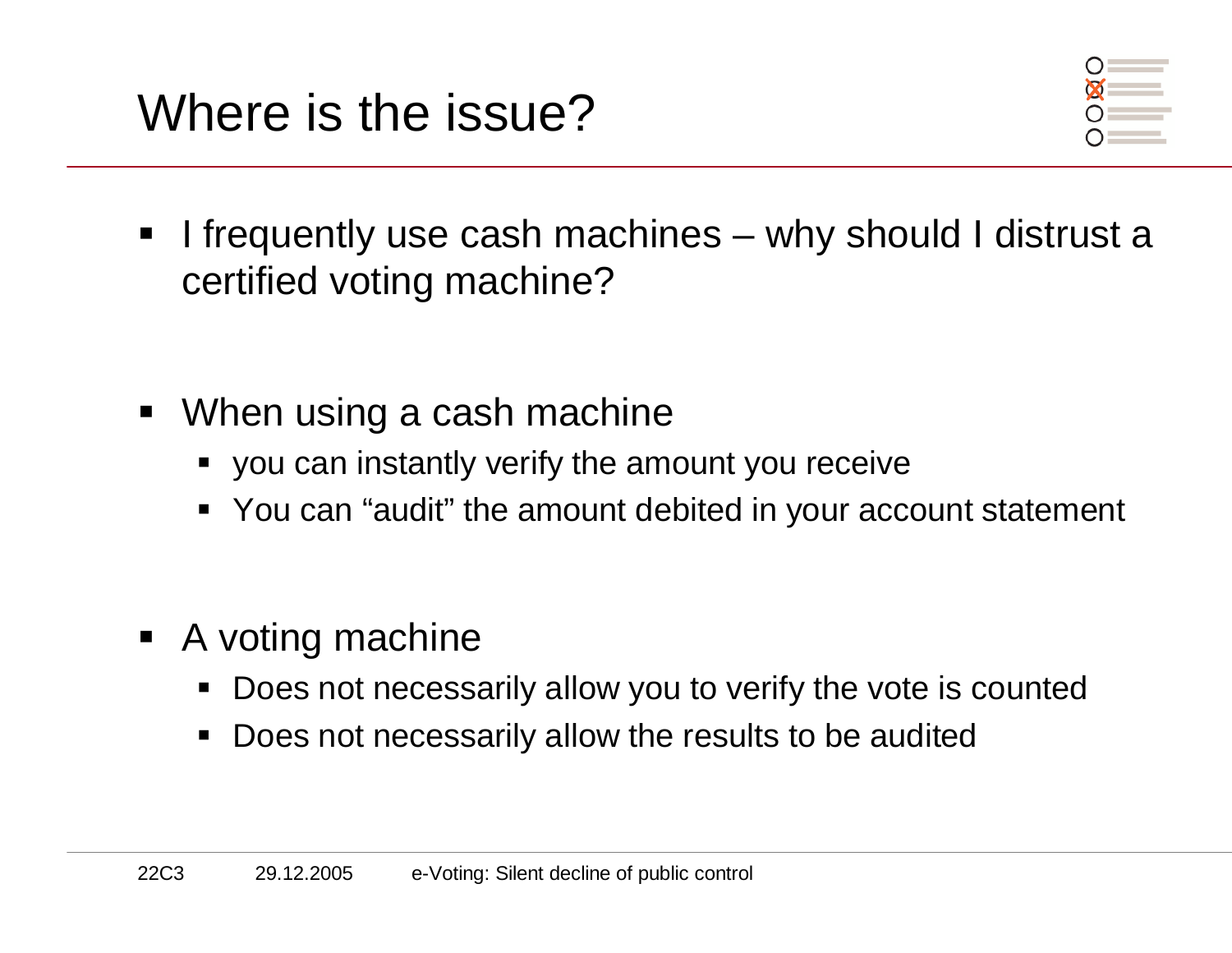# Where is the issue?

- I frequently use cash machines – why should I distrust a certified voting machine?

- When using a cash machine
  - you can instantly verify the amount you receive
  - You can "audit" the amount debited in your account statement

- A voting machine
  - Does not necessarily allow you to verify the vote is counted
  - Does not necessarily allow the results to be audited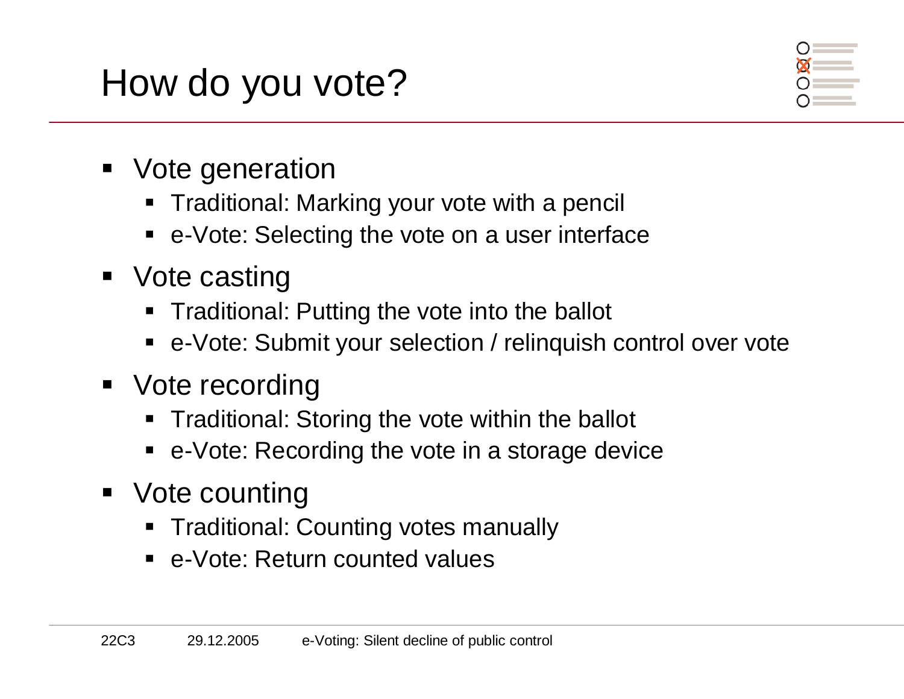# How do you vote?

- Vote generation
  - Traditional: Marking your vote with a pencil
  - e-Vote: Selecting the vote on a user interface
- Vote casting
  - Traditional: Putting the vote into the ballot
  - e-Vote: Submit your selection / relinquish control over vote
- Vote recording
  - Traditional: Storing the vote within the ballot
  - e-Vote: Recording the vote in a storage device
- Vote counting
  - Traditional: Counting votes manually
  - e-Vote: Return counted values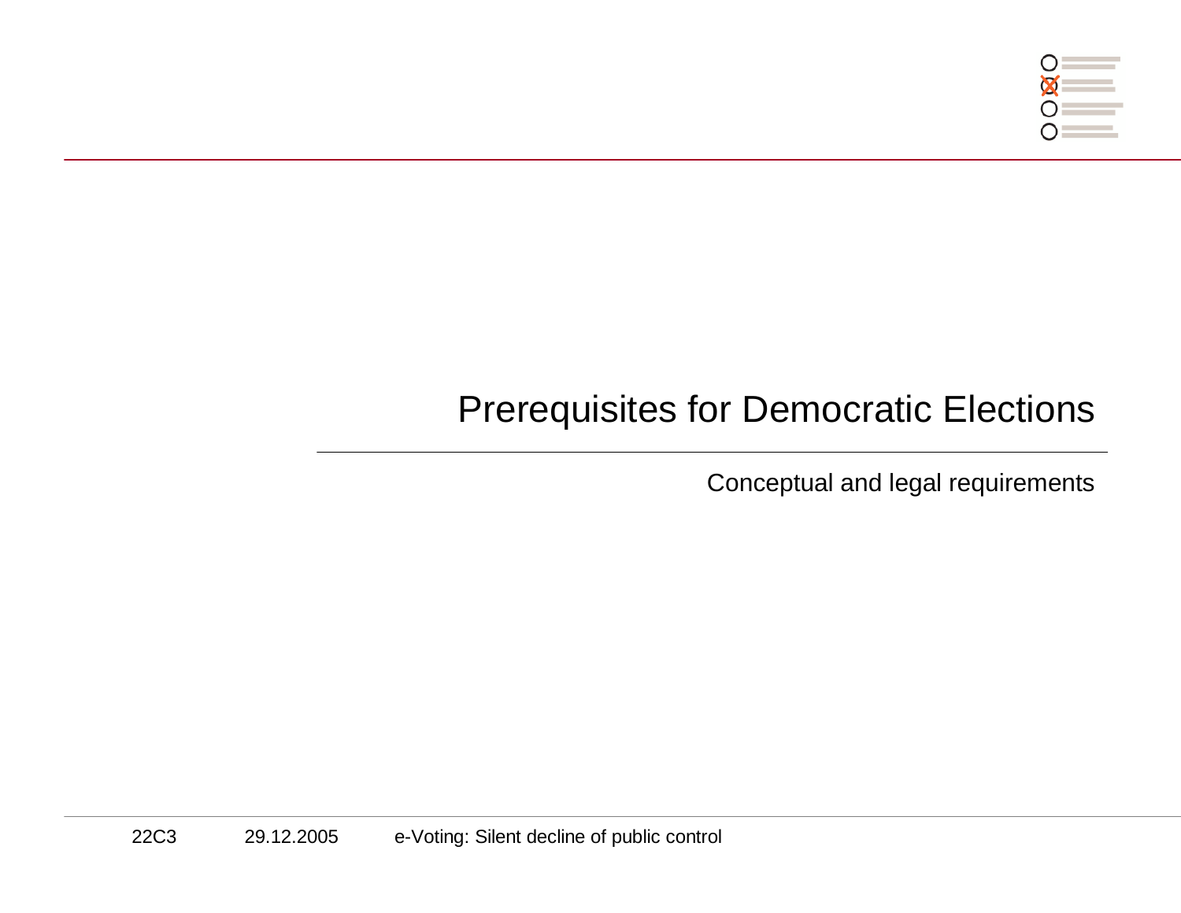# Prerequisites for Democratic Elections

Conceptual and legal requirements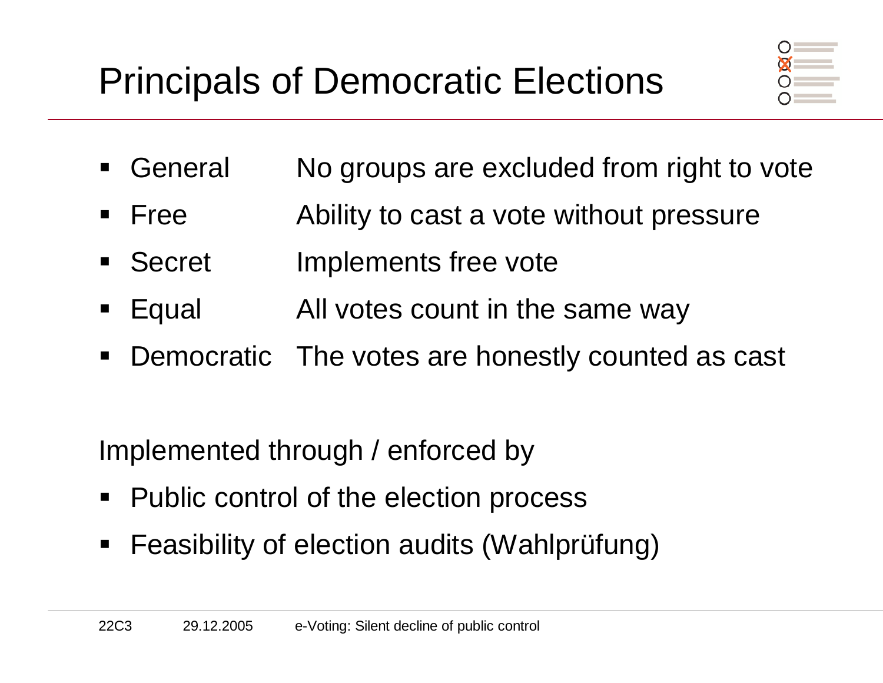# Principals of Democratic Elections

| | |
|---|---|
| General | No groups are excluded from right to vote |
| Free | Ability to cast a vote without pressure |
| Secret | Implements free vote |
| Equal | All votes count in the same way |
| Democratic | The votes are honestly counted as cast |

Implemented through / enforced by

- Public control of the election process
- Feasibility of election audits (Wahlprüfung)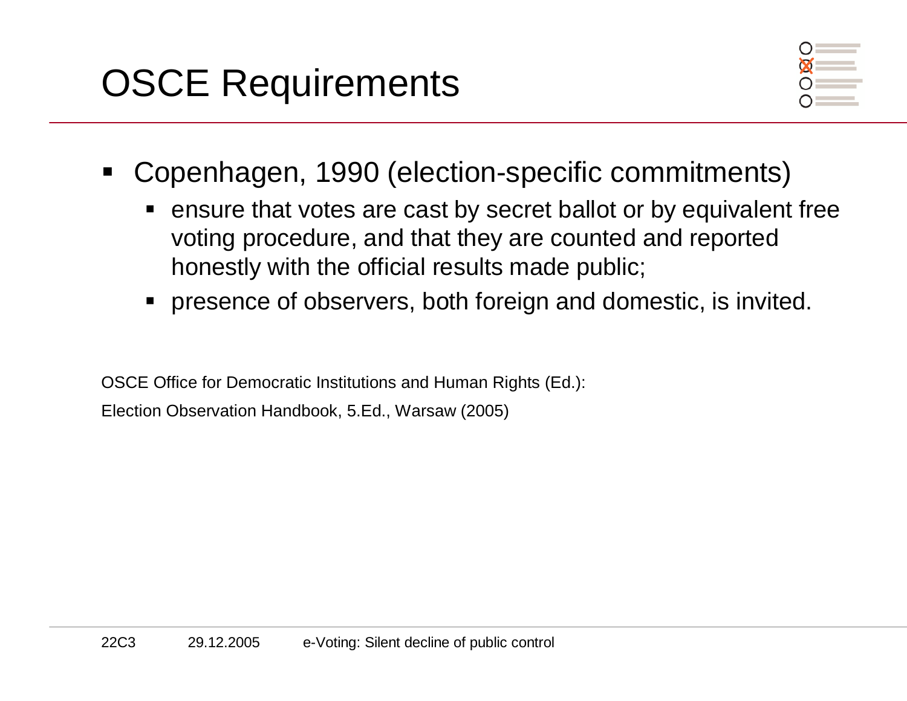# OSCE Requirements

- Copenhagen, 1990 (election-specific commitments)
  - ensure that votes are cast by secret ballot or by equivalent free voting procedure, and that they are counted and reported honestly with the official results made public;
  - presence of observers, both foreign and domestic, is invited.

OSCE Office for Democratic Institutions and Human Rights (Ed.):

Election Observation Handbook, 5.Ed., Warsaw (2005)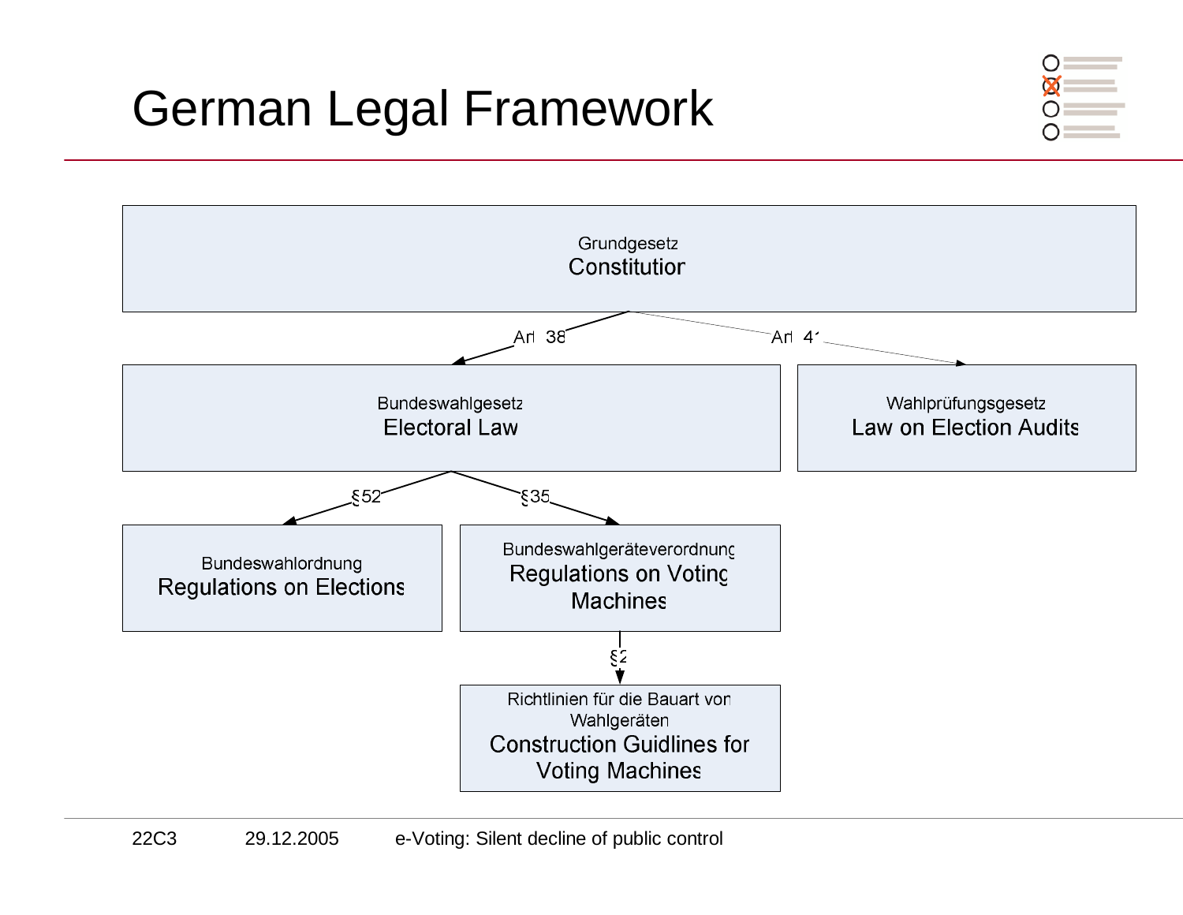# German Legal Framework

- Grundgesetz / Constitution
  - Art. 38 → Bundeswahlgesetz / Electoral Law
    - §52 → Bundeswahlordnung / Regulations on Elections
    - §35 → Bundeswahlgeräteverordnung / Regulations on Voting Machines
      - §2 → Richtlinien für die Bauart von Wahlgeräten / Construction Guidlines for Voting Machines
  - Art. 41 → Wahlprüfungsgesetz / Law on Election Audits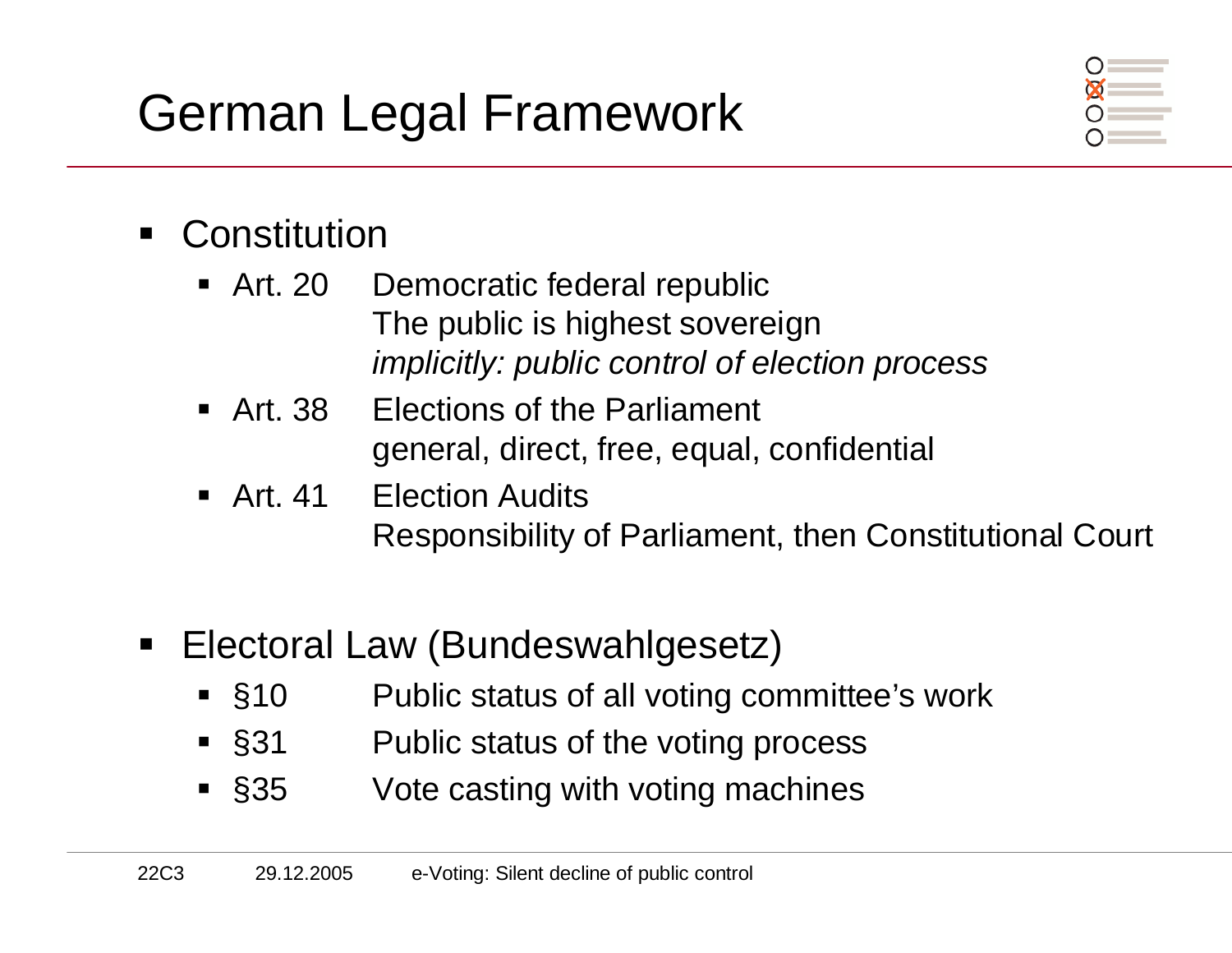# German Legal Framework

- Constitution
  - Art. 20 Democratic federal republic
    The public is highest sovereign
    *implicitly: public control of election process*
  - Art. 38 Elections of the Parliament
    general, direct, free, equal, confidential
  - Art. 41 Election Audits
    Responsibility of Parliament, then Constitutional Court

- Electoral Law (Bundeswahlgesetz)
  - §10 Public status of all voting committee's work
  - §31 Public status of the voting process
  - §35 Vote casting with voting machines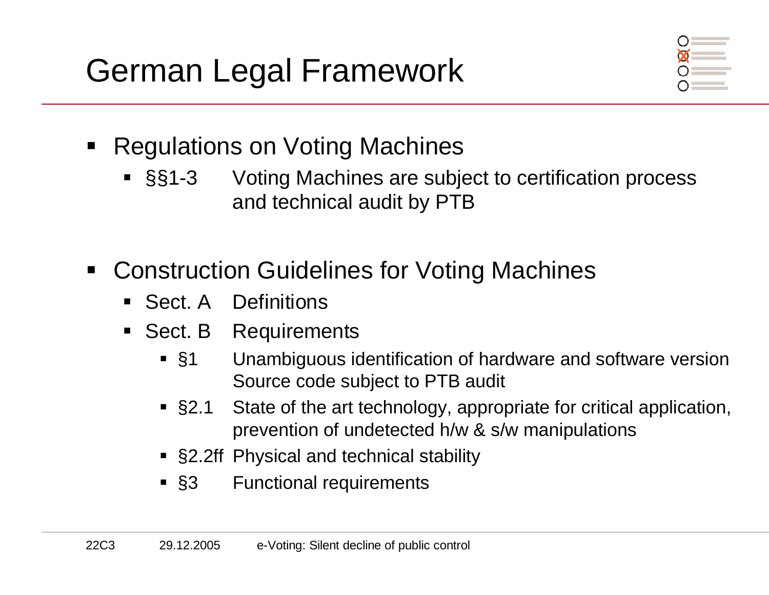# German Legal Framework

- Regulations on Voting Machines
  - §§1-3 Voting Machines are subject to certification process and technical audit by PTB

- Construction Guidelines for Voting Machines
  - Sect. A Definitions
  - Sect. B Requirements
    - §1 Unambiguous identification of hardware and software version  
      Source code subject to PTB audit
    - §2.1 State of the art technology, appropriate for critical application, prevention of undetected h/w & s/w manipulations
    - §2.2ff Physical and technical stability
    - §3 Functional requirements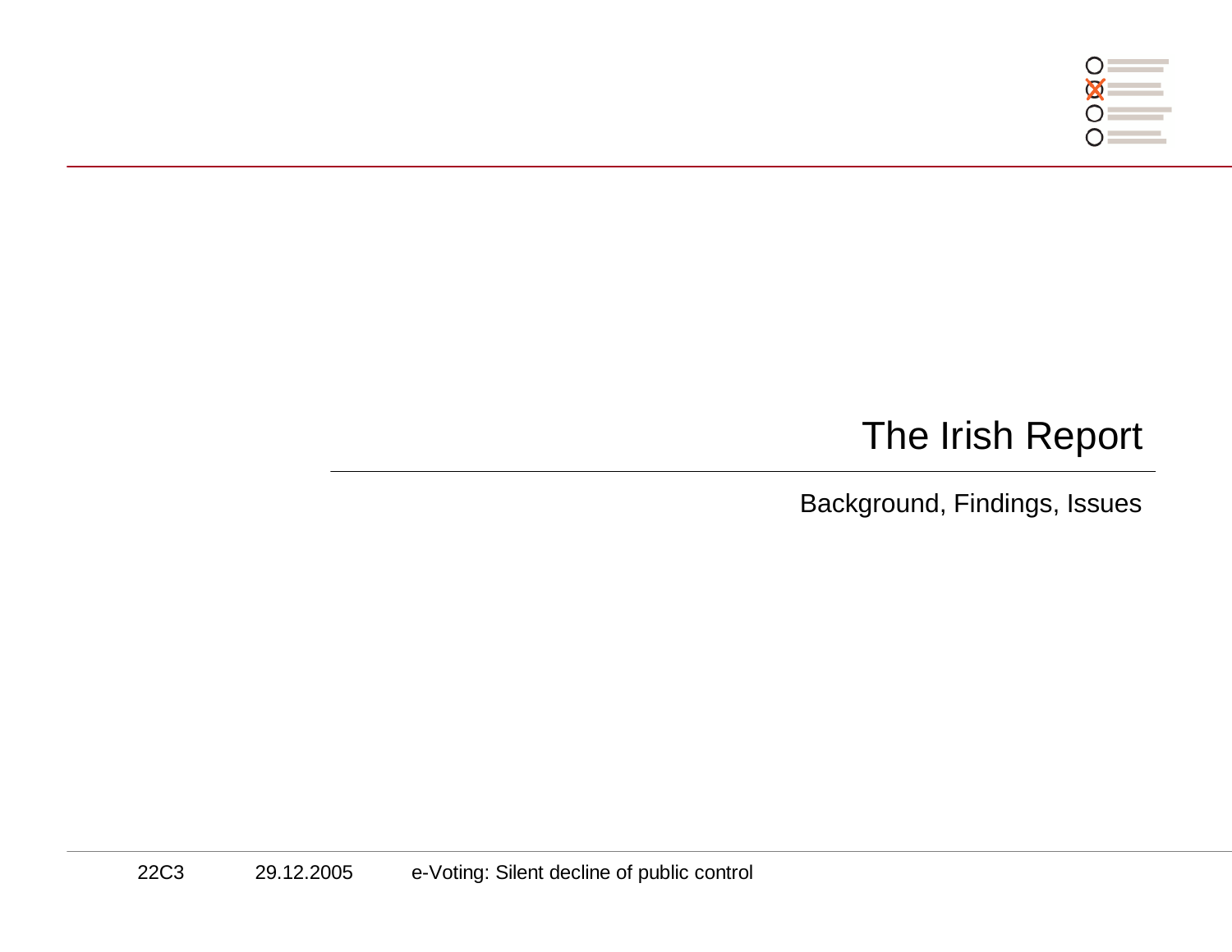# The Irish Report

Background, Findings, Issues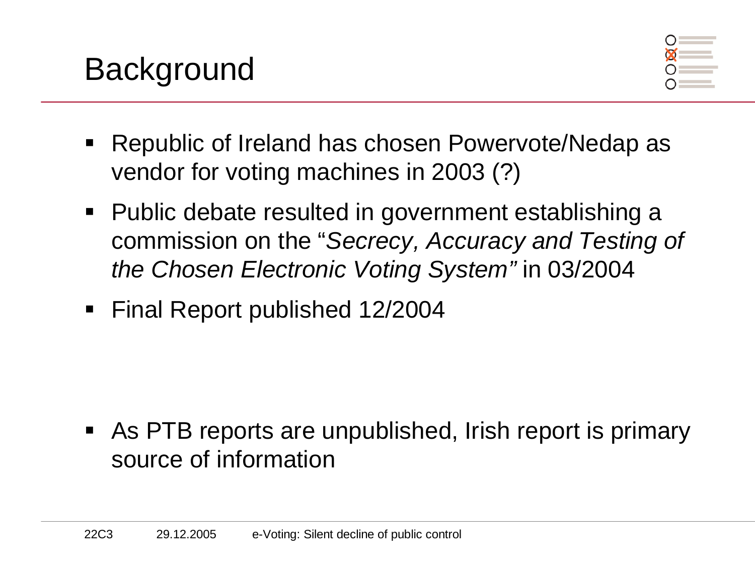# Background

- Republic of Ireland has chosen Powervote/Nedap as vendor for voting machines in 2003 (?)
- Public debate resulted in government establishing a commission on the "*Secrecy, Accuracy and Testing of the Chosen Electronic Voting System"* in 03/2004
- Final Report published 12/2004

- As PTB reports are unpublished, Irish report is primary source of information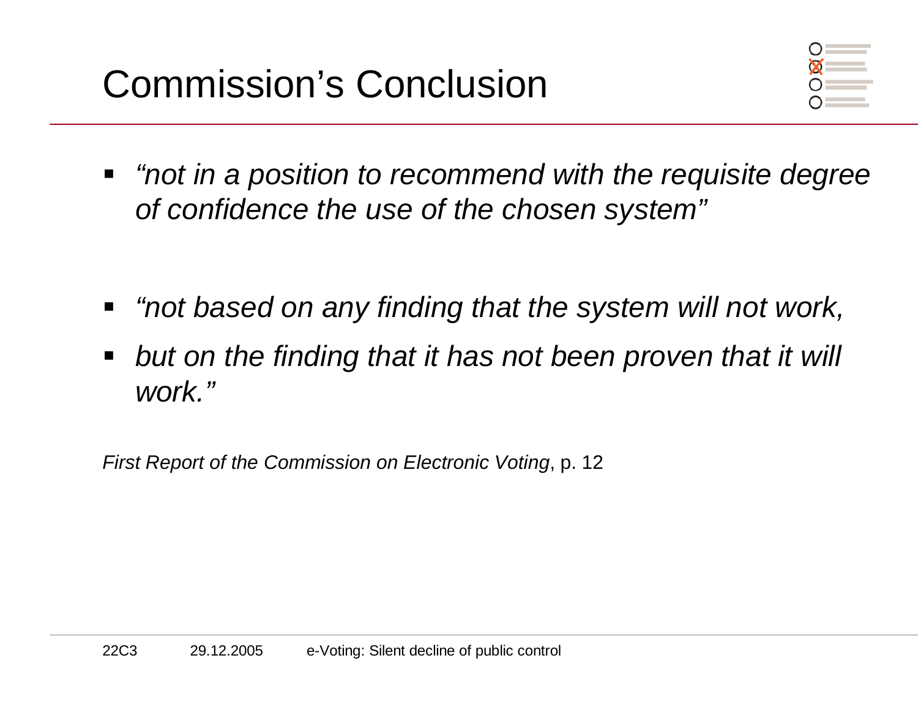# Commission's Conclusion

- *"not in a position to recommend with the requisite degree of confidence the use of the chosen system"*

- *"not based on any finding that the system will not work,*
- *but on the finding that it has not been proven that it will work."*

*First Report of the Commission on Electronic Voting*, p. 12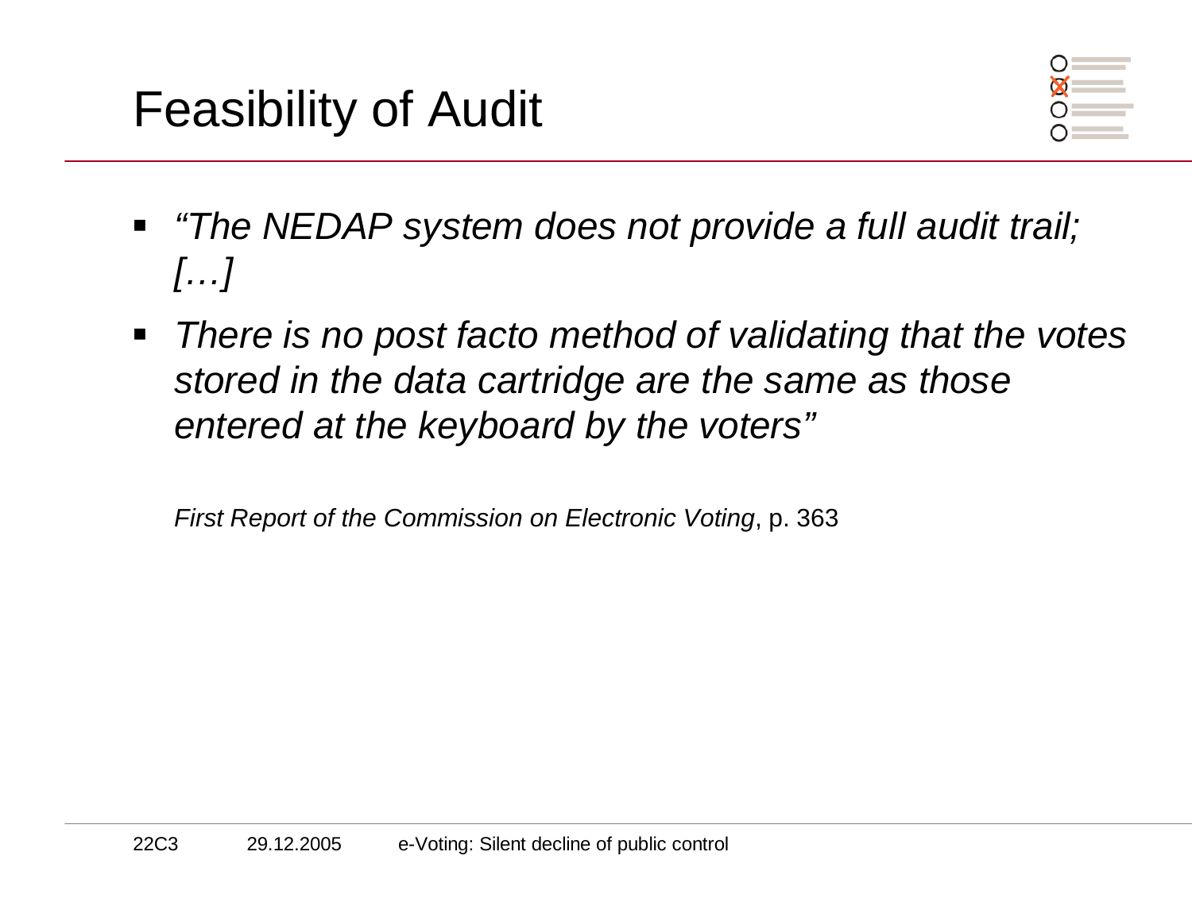# Feasibility of Audit

- *"The NEDAP system does not provide a full audit trail; […]*
- *There is no post facto method of validating that the votes stored in the data cartridge are the same as those entered at the keyboard by the voters"*

  *First Report of the Commission on Electronic Voting*, p. 363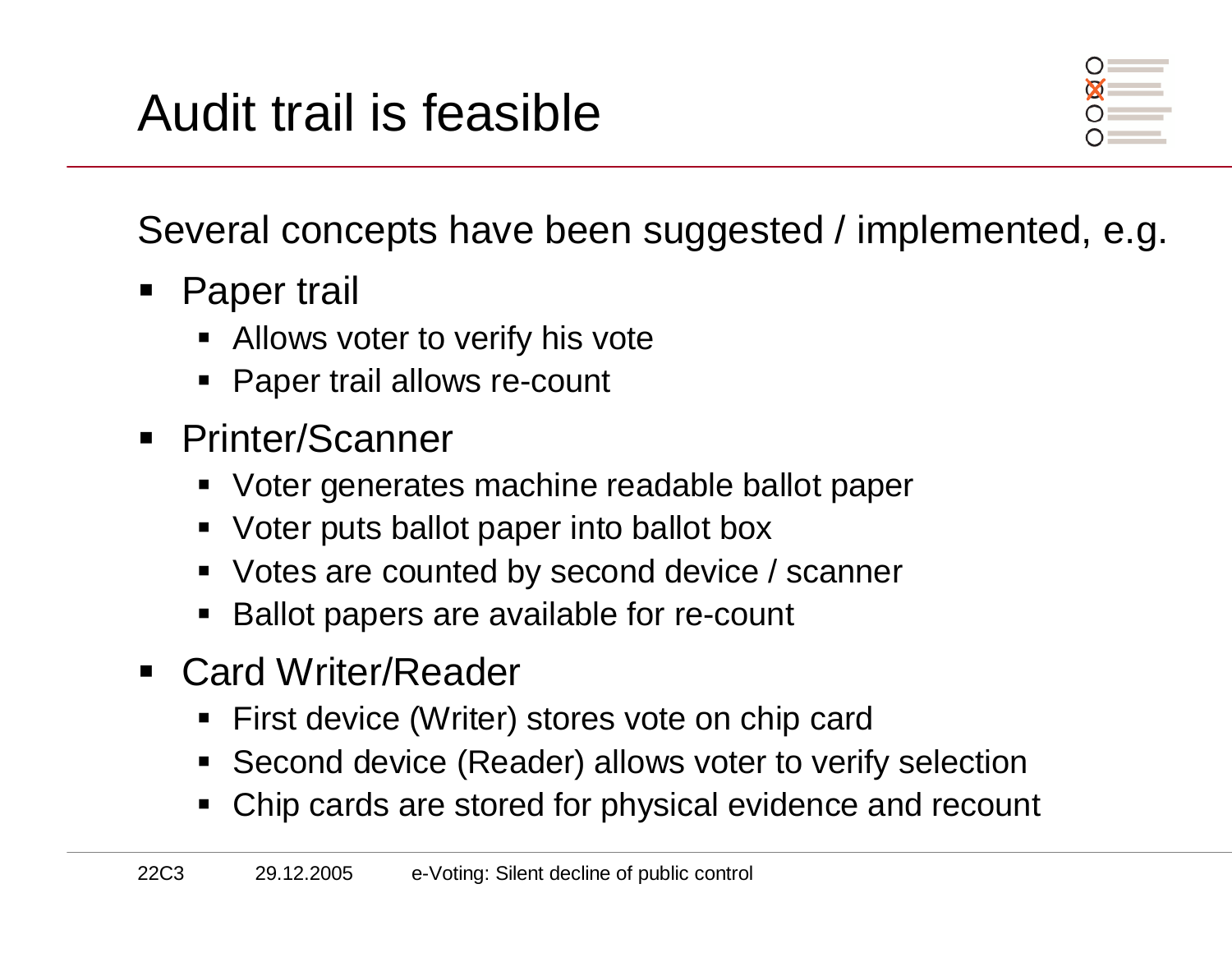# Audit trail is feasible

Several concepts have been suggested / implemented, e.g.

- Paper trail
  - Allows voter to verify his vote
  - Paper trail allows re-count
- Printer/Scanner
  - Voter generates machine readable ballot paper
  - Voter puts ballot paper into ballot box
  - Votes are counted by second device / scanner
  - Ballot papers are available for re-count
- Card Writer/Reader
  - First device (Writer) stores vote on chip card
  - Second device (Reader) allows voter to verify selection
  - Chip cards are stored for physical evidence and recount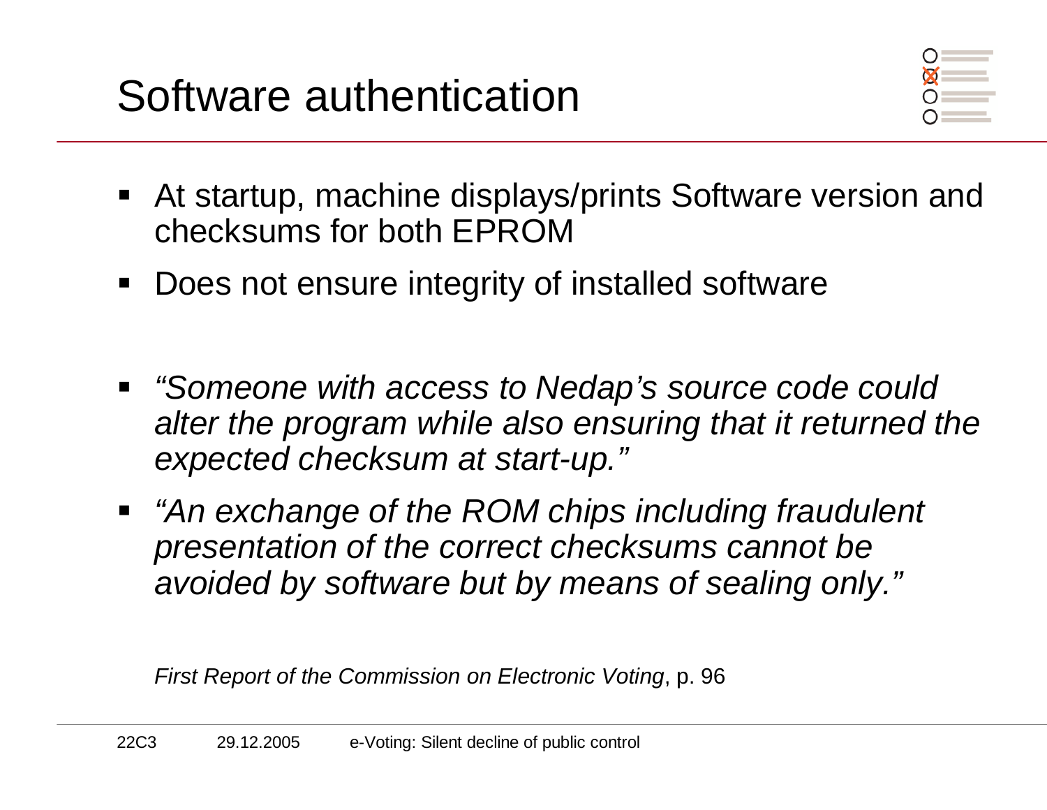# Software authentication

- At startup, machine displays/prints Software version and checksums for both EPROM
- Does not ensure integrity of installed software

- *“Someone with access to Nedap’s source code could alter the program while also ensuring that it returned the expected checksum at start-up.”*
- *“An exchange of the ROM chips including fraudulent presentation of the correct checksums cannot be avoided by software but by means of sealing only.”*

*First Report of the Commission on Electronic Voting*, p. 96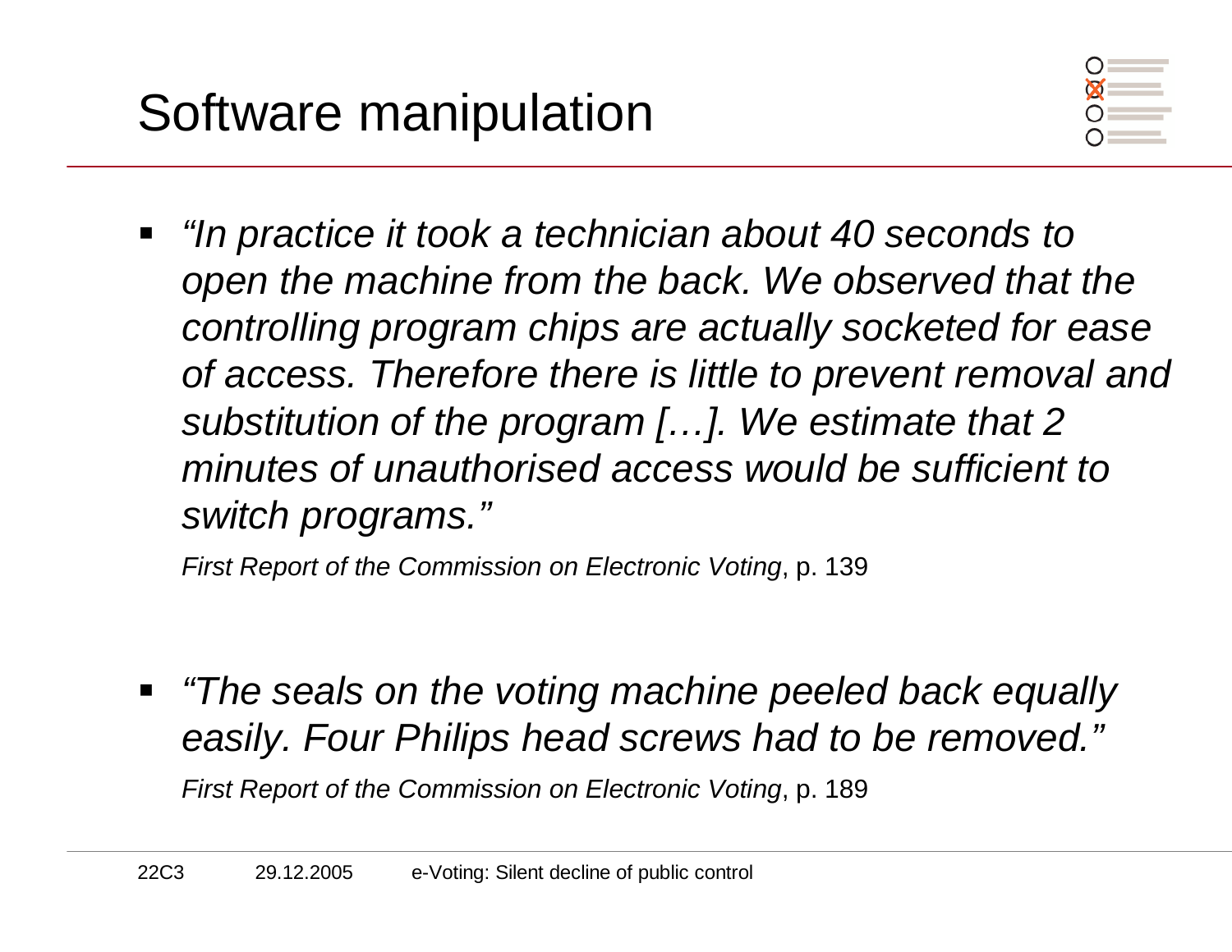# Software manipulation

- *"In practice it took a technician about 40 seconds to open the machine from the back. We observed that the controlling program chips are actually socketed for ease of access. Therefore there is little to prevent removal and substitution of the program […]. We estimate that 2 minutes of unauthorised access would be sufficient to switch programs."*

  *First Report of the Commission on Electronic Voting*, p. 139

- *"The seals on the voting machine peeled back equally easily. Four Philips head screws had to be removed."*

  *First Report of the Commission on Electronic Voting*, p. 189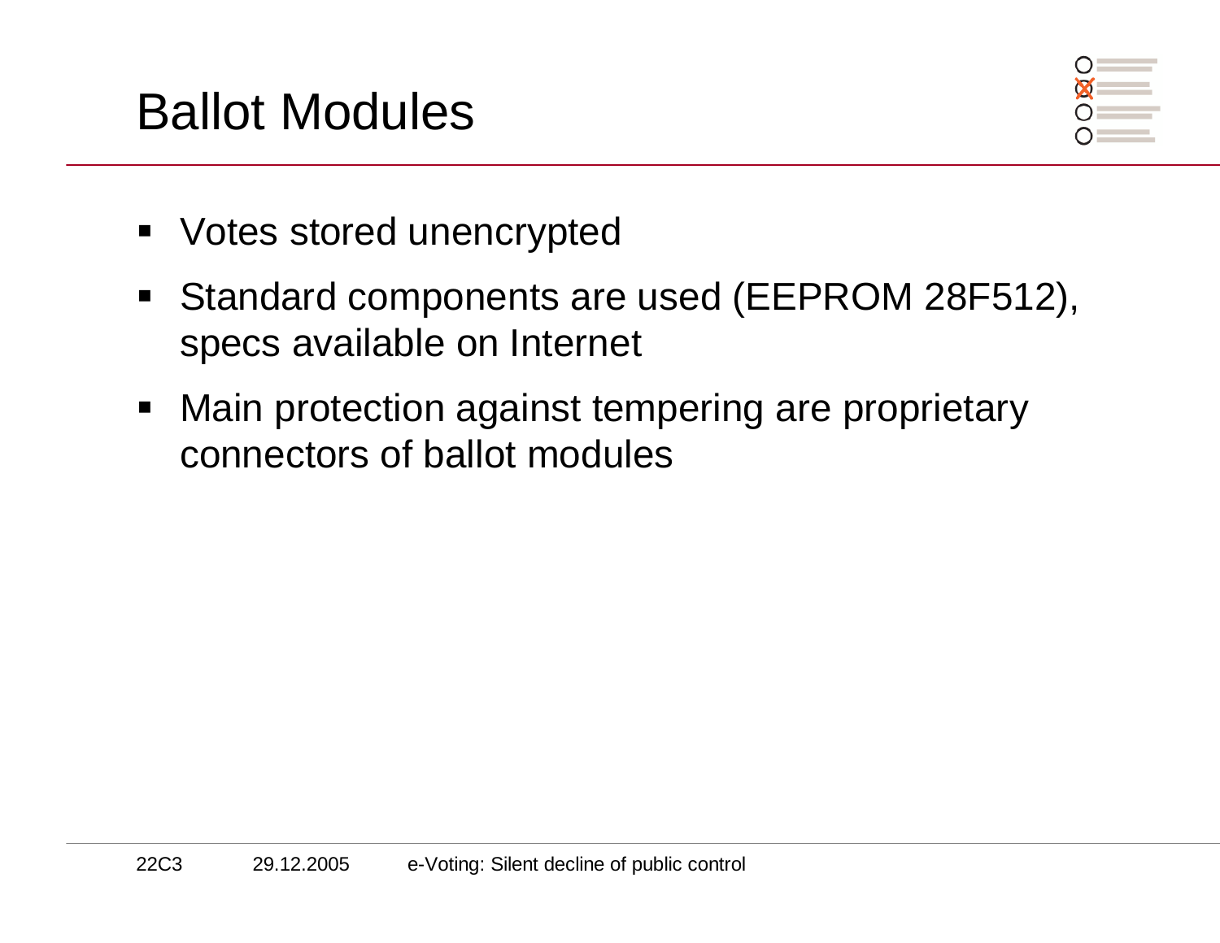# Ballot Modules

- Votes stored unencrypted
- Standard components are used (EEPROM 28F512), specs available on Internet
- Main protection against tempering are proprietary connectors of ballot modules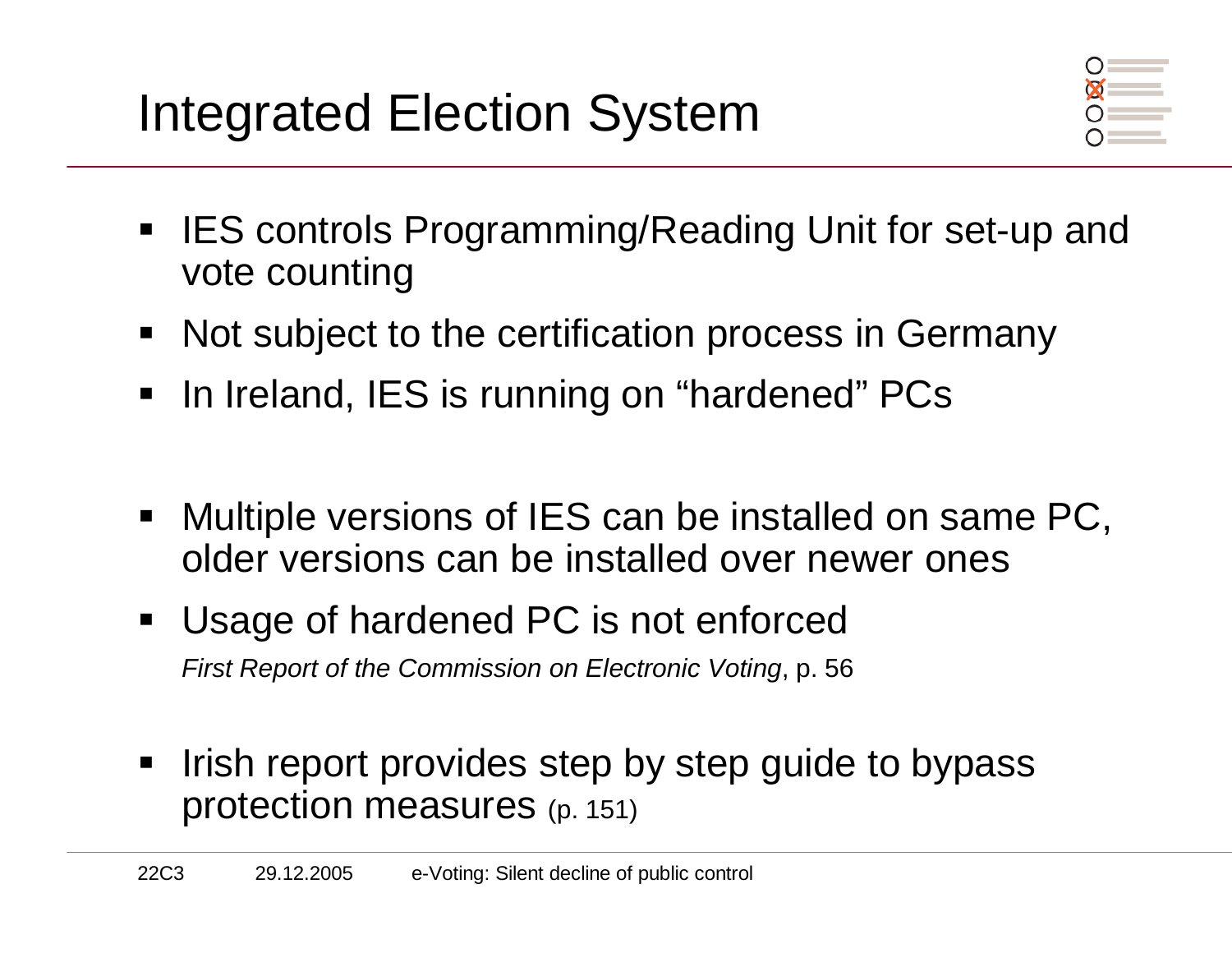# Integrated Election System

- IES controls Programming/Reading Unit for set-up and vote counting
- Not subject to the certification process in Germany
- In Ireland, IES is running on “hardened” PCs

- Multiple versions of IES can be installed on same PC, older versions can be installed over newer ones
- Usage of hardened PC is not enforced

  *First Report of the Commission on Electronic Voting*, p. 56

- Irish report provides step by step guide to bypass protection measures (p. 151)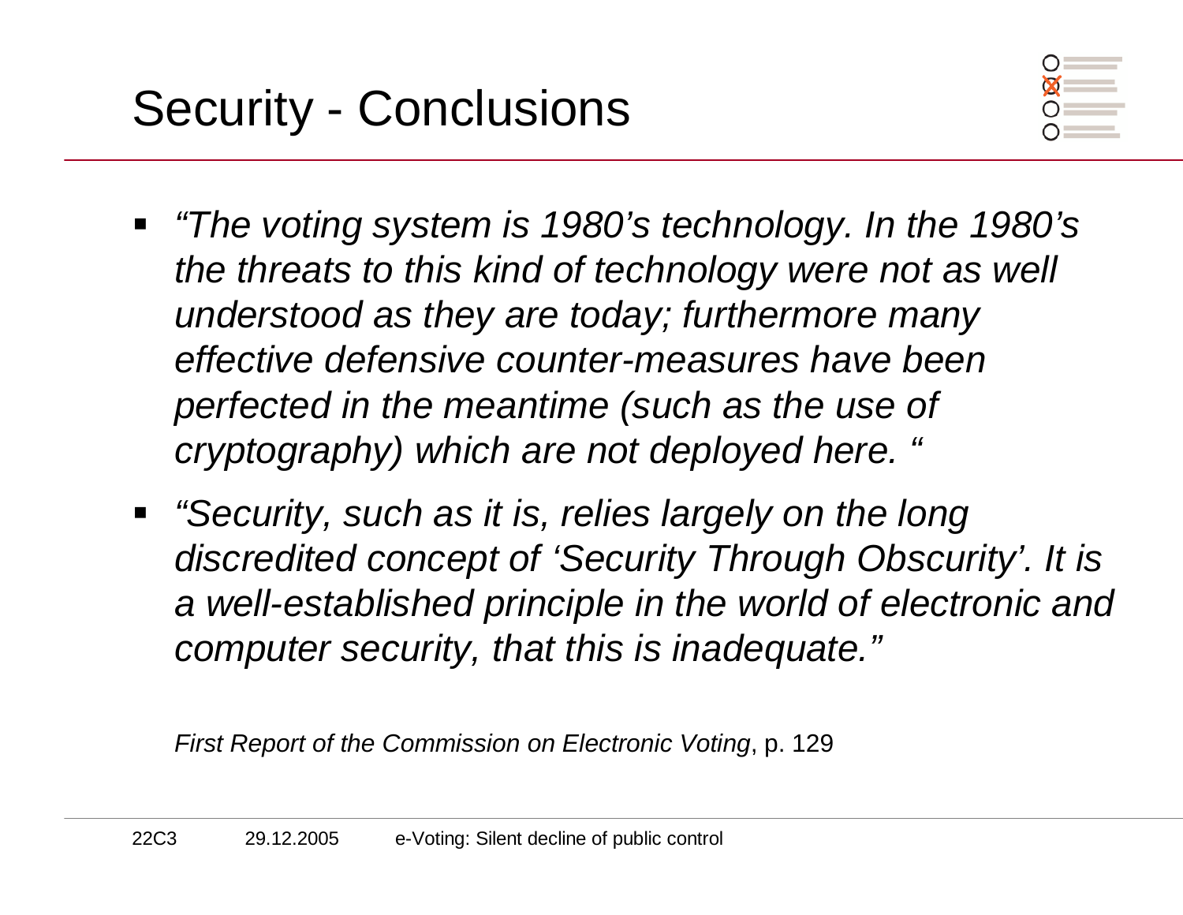# Security - Conclusions

- *"The voting system is 1980's technology. In the 1980's the threats to this kind of technology were not as well understood as they are today; furthermore many effective defensive counter-measures have been perfected in the meantime (such as the use of cryptography) which are not deployed here. "*
- *"Security, such as it is, relies largely on the long discredited concept of 'Security Through Obscurity'. It is a well-established principle in the world of electronic and computer security, that this is inadequate."*

*First Report of the Commission on Electronic Voting*, p. 129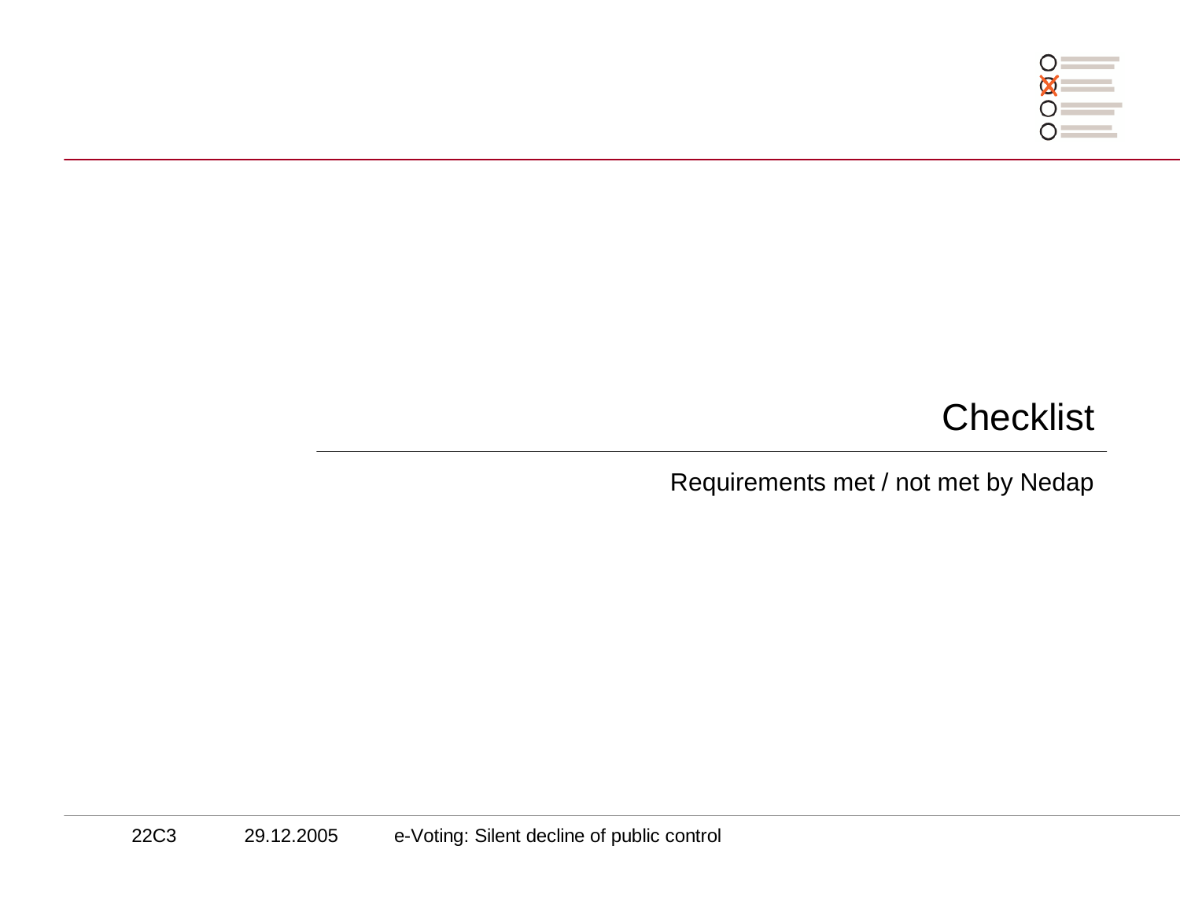# Checklist

Requirements met / not met by Nedap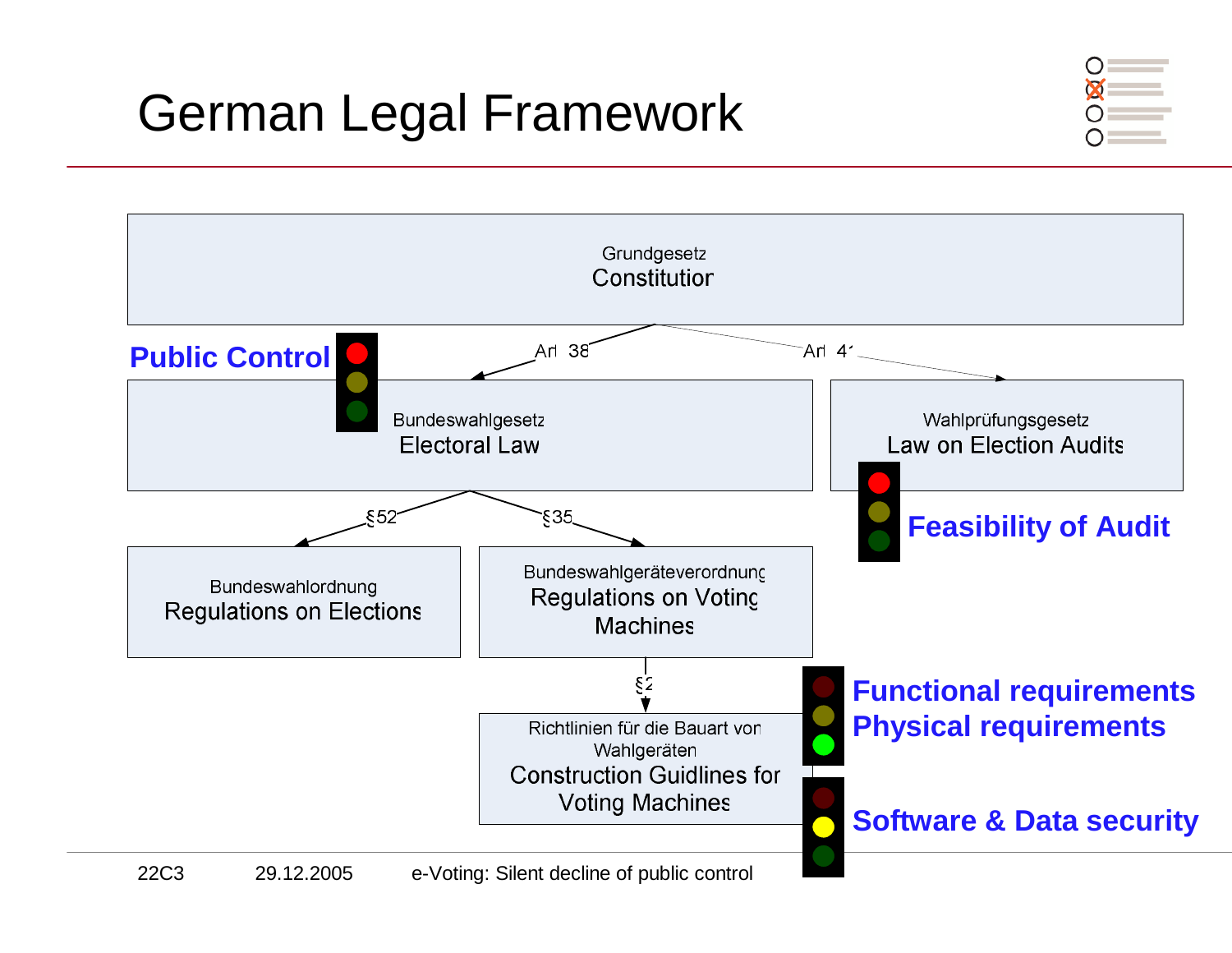# German Legal Framework

Grundgesetz
Constitution

Art. 38 → Bundeswahlgesetz / Electoral Law

Art. 41 → Wahlprüfungsgesetz / Law on Election Audits

**Public Control**

Bundeswahlgesetz
Electoral Law

Wahlprüfungsgesetz
Law on Election Audits

**Feasibility of Audit**

§52 → Bundeswahlordnung / Regulations on Elections

§35 → Bundeswahlgeräteverordnung / Regulations on Voting Machines

Bundeswahlordnung
Regulations on Elections

Bundeswahlgeräteverordnung
Regulations on Voting Machines

§2 → Richtlinien für die Bauart von Wahlgeräten / Construction Guidlines for Voting Machines

Richtlinien für die Bauart von Wahlgeräten
Construction Guidlines for Voting Machines

**Functional requirements**
**Physical requirements**

**Software & Data security**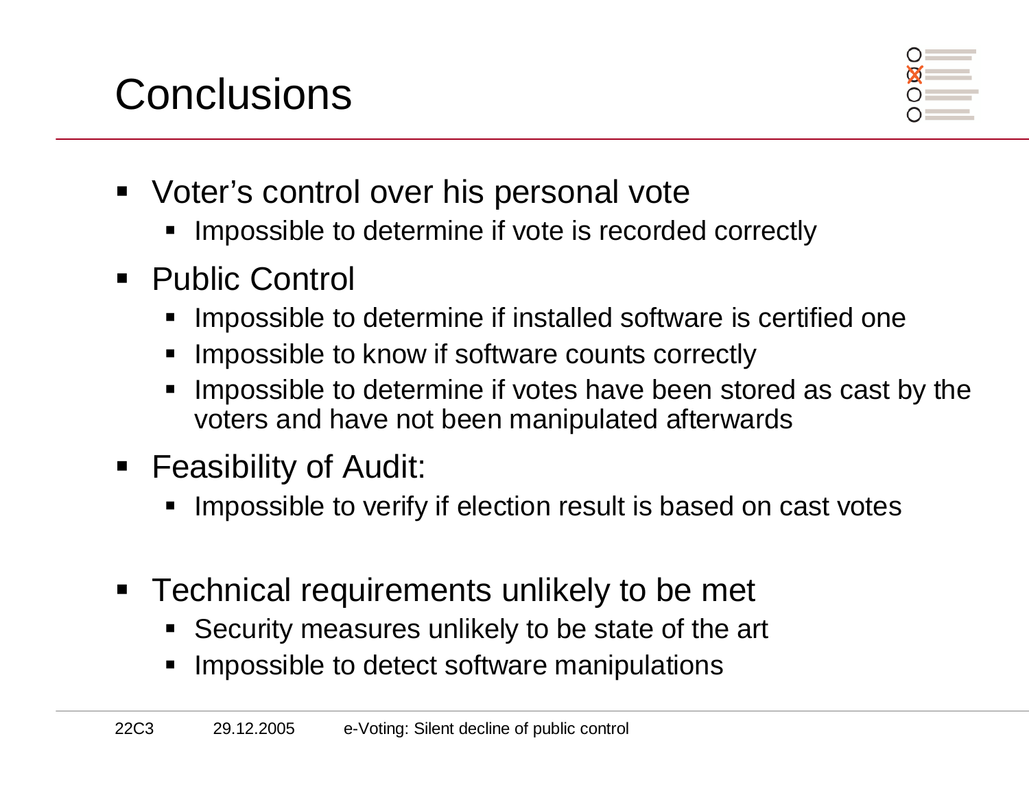# Conclusions

- Voter's control over his personal vote
  - Impossible to determine if vote is recorded correctly
- Public Control
  - Impossible to determine if installed software is certified one
  - Impossible to know if software counts correctly
  - Impossible to determine if votes have been stored as cast by the voters and have not been manipulated afterwards
- Feasibility of Audit:
  - Impossible to verify if election result is based on cast votes
- Technical requirements unlikely to be met
  - Security measures unlikely to be state of the art
  - Impossible to detect software manipulations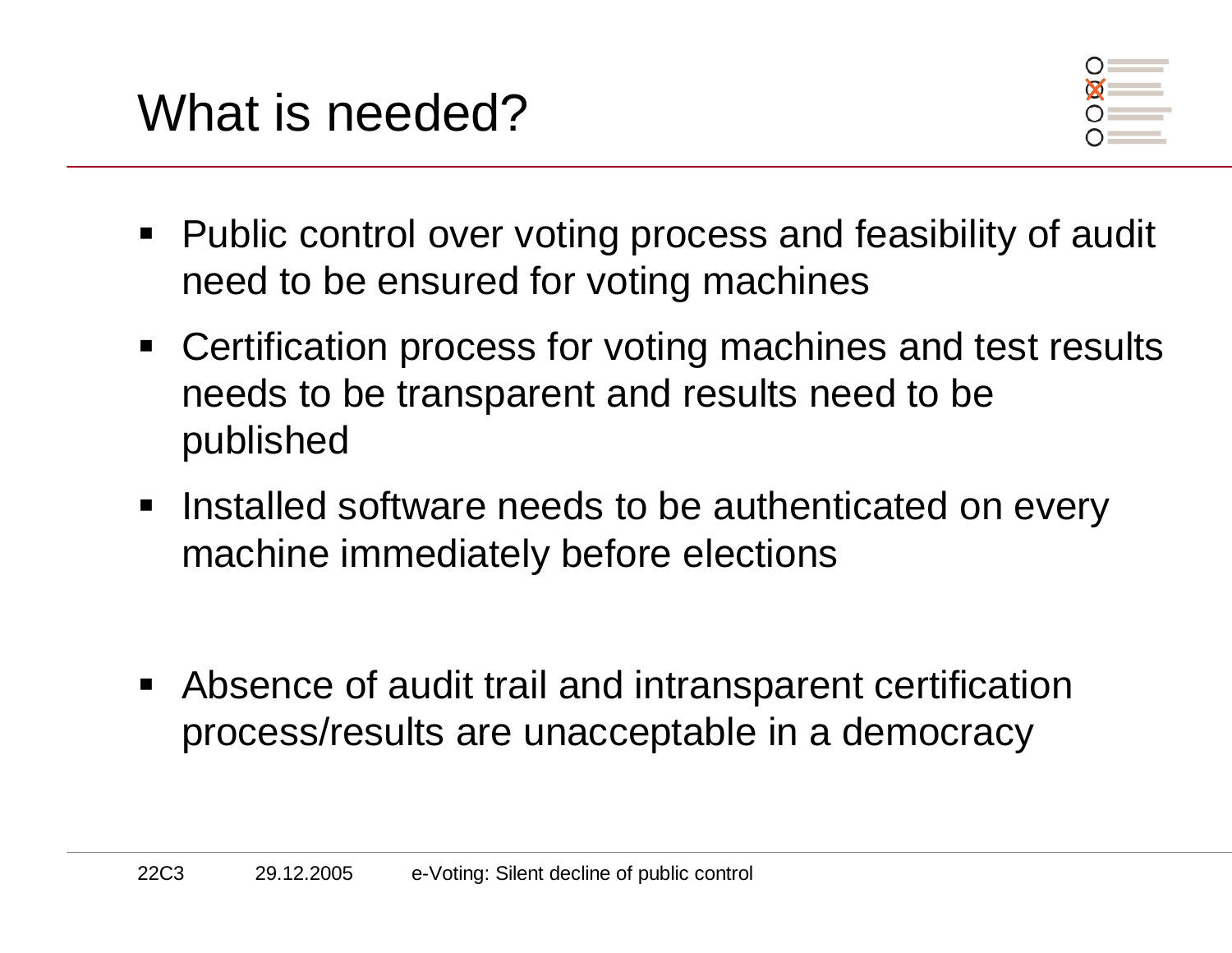# What is needed?

- Public control over voting process and feasibility of audit need to be ensured for voting machines
- Certification process for voting machines and test results needs to be transparent and results need to be published
- Installed software needs to be authenticated on every machine immediately before elections
- Absence of audit trail and intransparent certification process/results are unacceptable in a democracy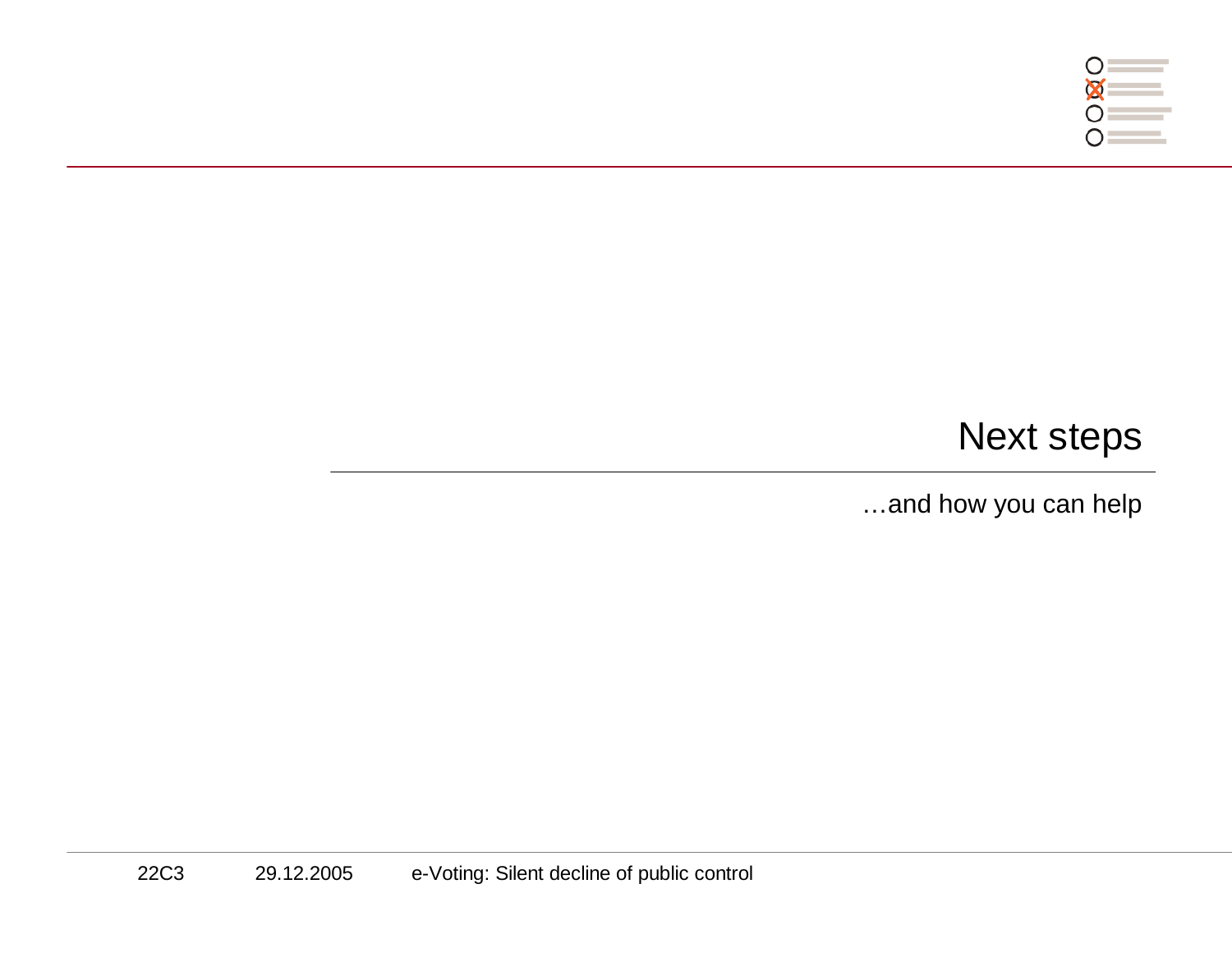# Next steps

…and how you can help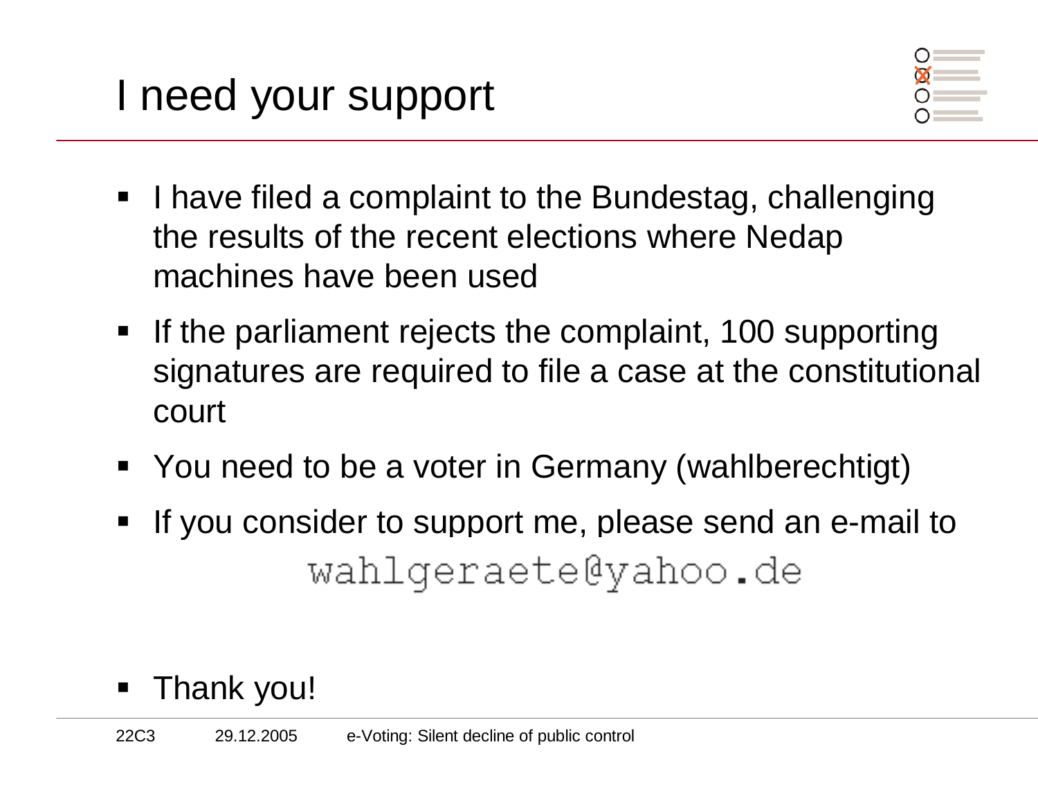# I need your support

- I have filed a complaint to the Bundestag, challenging the results of the recent elections where Nedap machines have been used
- If the parliament rejects the complaint, 100 supporting signatures are required to file a case at the constitutional court
- You need to be a voter in Germany (wahlberechtigt)
- If you consider to support me, please send an e-mail to

  wahlgeraete@yahoo.de

- Thank you!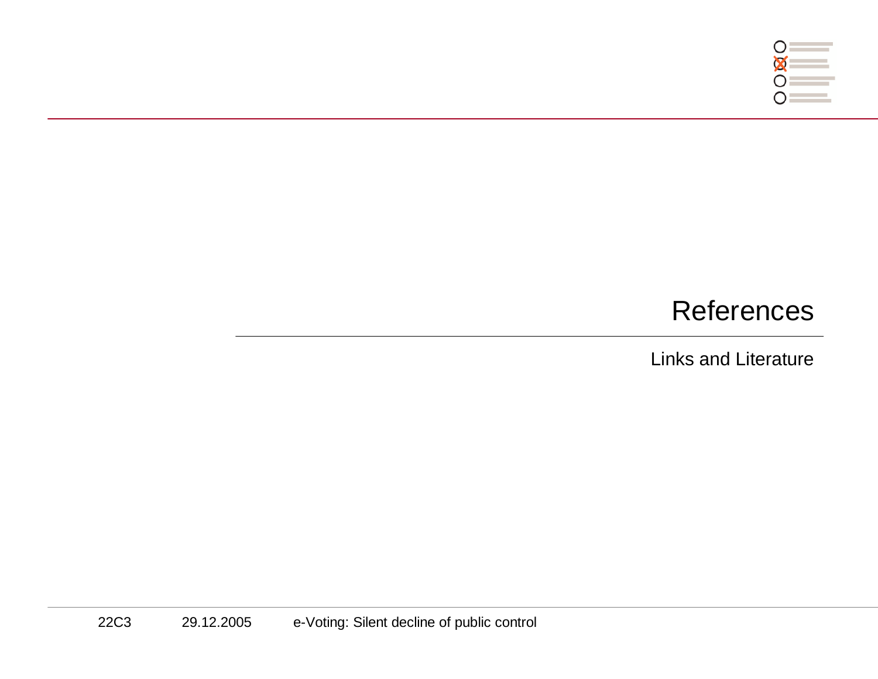# References

Links and Literature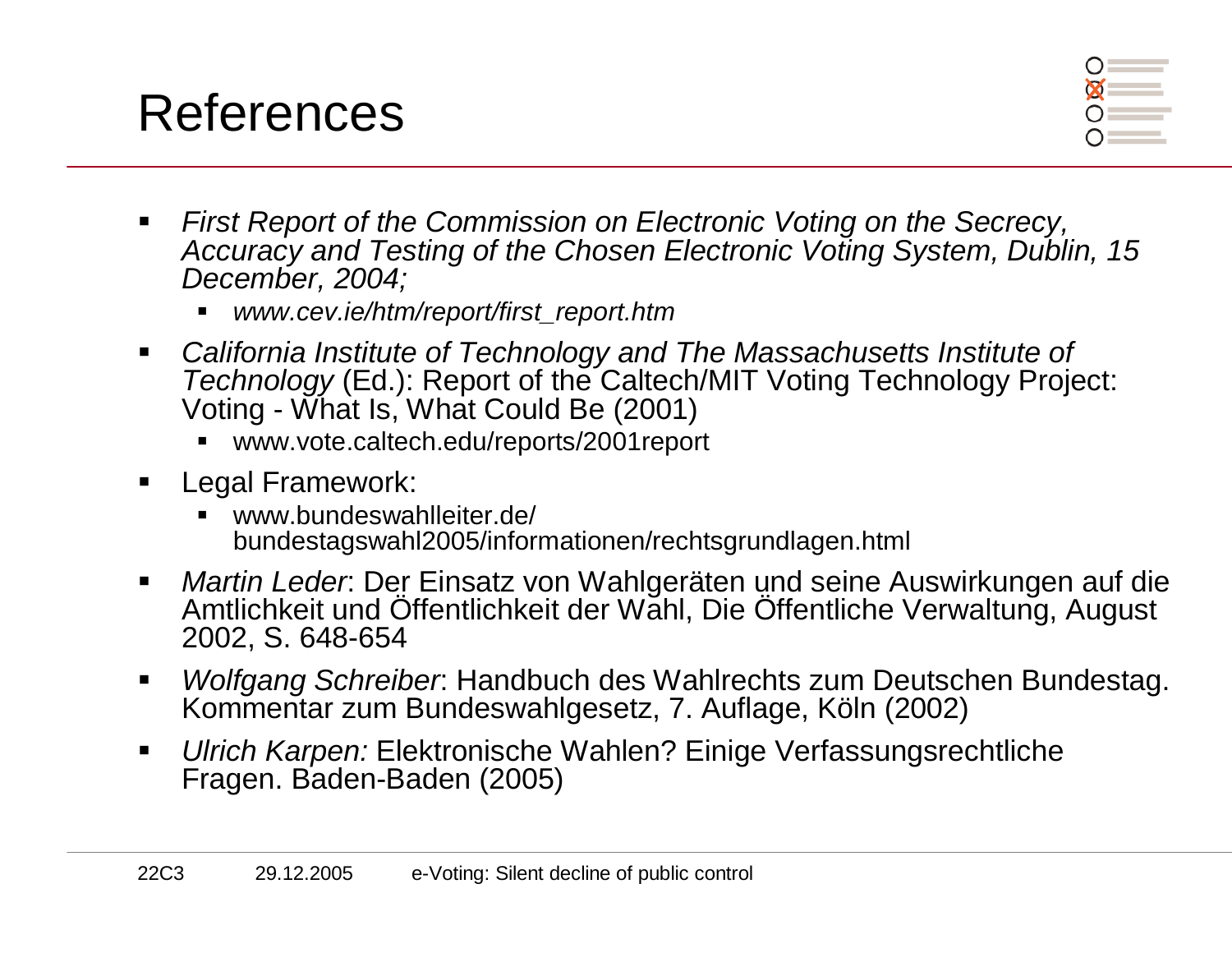# References

- *First Report of the Commission on Electronic Voting on the Secrecy, Accuracy and Testing of the Chosen Electronic Voting System, Dublin, 15 December, 2004;*
  - *www.cev.ie/htm/report/first_report.htm*
- *California Institute of Technology and The Massachusetts Institute of Technology* (Ed.): Report of the Caltech/MIT Voting Technology Project: Voting - What Is, What Could Be (2001)
  - www.vote.caltech.edu/reports/2001report
- Legal Framework:
  - www.bundeswahlleiter.de/bundestagswahl2005/informationen/rechtsgrundlagen.html
- *Martin Leder*: Der Einsatz von Wahlgeräten und seine Auswirkungen auf die Amtlichkeit und Öffentlichkeit der Wahl, Die Öffentliche Verwaltung, August 2002, S. 648-654
- *Wolfgang Schreiber*: Handbuch des Wahlrechts zum Deutschen Bundestag. Kommentar zum Bundeswahlgesetz, 7. Auflage, Köln (2002)
- *Ulrich Karpen:* Elektronische Wahlen? Einige Verfassungsrechtliche Fragen. Baden-Baden (2005)